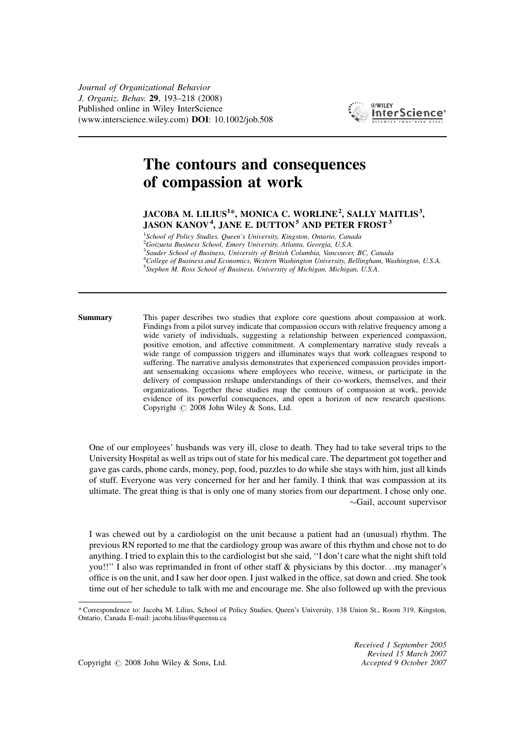Journal of Organizational Behavior
J. Organiz. Behav. **29**, 193–218 (2008)
Published online in Wiley InterScience
(www.interscience.wiley.com) **DOI**: 10.1002/job.508

# The contours and consequences of compassion at work

**JACOBA M. LILIUS[1]*, MONICA C. WORLINE[2], SALLY MAITLIS[3], JASON KANOV[4], JANE E. DUTTON[5] AND PETER FROST[3]**

[1]*School of Policy Studies, Queen's University, Kingston, Ontario, Canada*
[2]*Goizueta Business School, Emory University, Atlanta, Georgia, U.S.A.*
[3]*Sauder School of Business, University of British Columbia, Vancouver, BC, Canada*
[4]*College of Business and Economics, Western Washington University, Bellingham, Washington, U.S.A.*
[5]*Stephen M. Ross School of Business, University of Michigan, Michigan, U.S.A.*

**Summary** This paper describes two studies that explore core questions about compassion at work. Findings from a pilot survey indicate that compassion occurs with relative frequency among a wide variety of individuals, suggesting a relationship between experienced compassion, positive emotion, and affective commitment. A complementary narrative study reveals a wide range of compassion triggers and illuminates ways that work colleagues respond to suffering. The narrative analysis demonstrates that experienced compassion provides important sensemaking occasions where employees who receive, witness, or participate in the delivery of compassion reshape understandings of their co-workers, themselves, and their organizations. Together these studies map the contours of compassion at work, provide evidence of its powerful consequences, and open a horizon of new research questions. Copyright © 2008 John Wiley & Sons, Ltd.

> One of our employees' husbands was very ill, close to death. They had to take several trips to the University Hospital as well as trips out of state for his medical care. The department got together and gave gas cards, phone cards, money, pop, food, puzzles to do while she stays with him, just all kinds of stuff. Everyone was very concerned for her and her family. I think that was compassion at its ultimate. The great thing is that is only one of many stories from our department. I chose only one.
>
> ~Gail, account supervisor

> I was chewed out by a cardiologist on the unit because a patient had an (unusual) rhythm. The previous RN reported to me that the cardiology group was aware of this rhythm and chose not to do anything. I tried to explain this to the cardiologist but she said, ''I don't care what the night shift told you!!'' I also was reprimanded in front of other staff & physicians by this doctor. . .my manager's office is on the unit, and I saw her door open. I just walked in the office, sat down and cried. She took time out of her schedule to talk with me and encourage me. She also followed up with the previous

---

\* Correspondence to: Jacoba M. Lilius, School of Policy Studies, Queen's University, 138 Union St., Room 319, Kingston, Ontario, Canada E-mail: jacoba.lilius@queensu.ca

Copyright © 2008 John Wiley & Sons, Ltd.

*Received 1 September 2005*
*Revised 15 March 2007*
*Accepted 9 October 2007*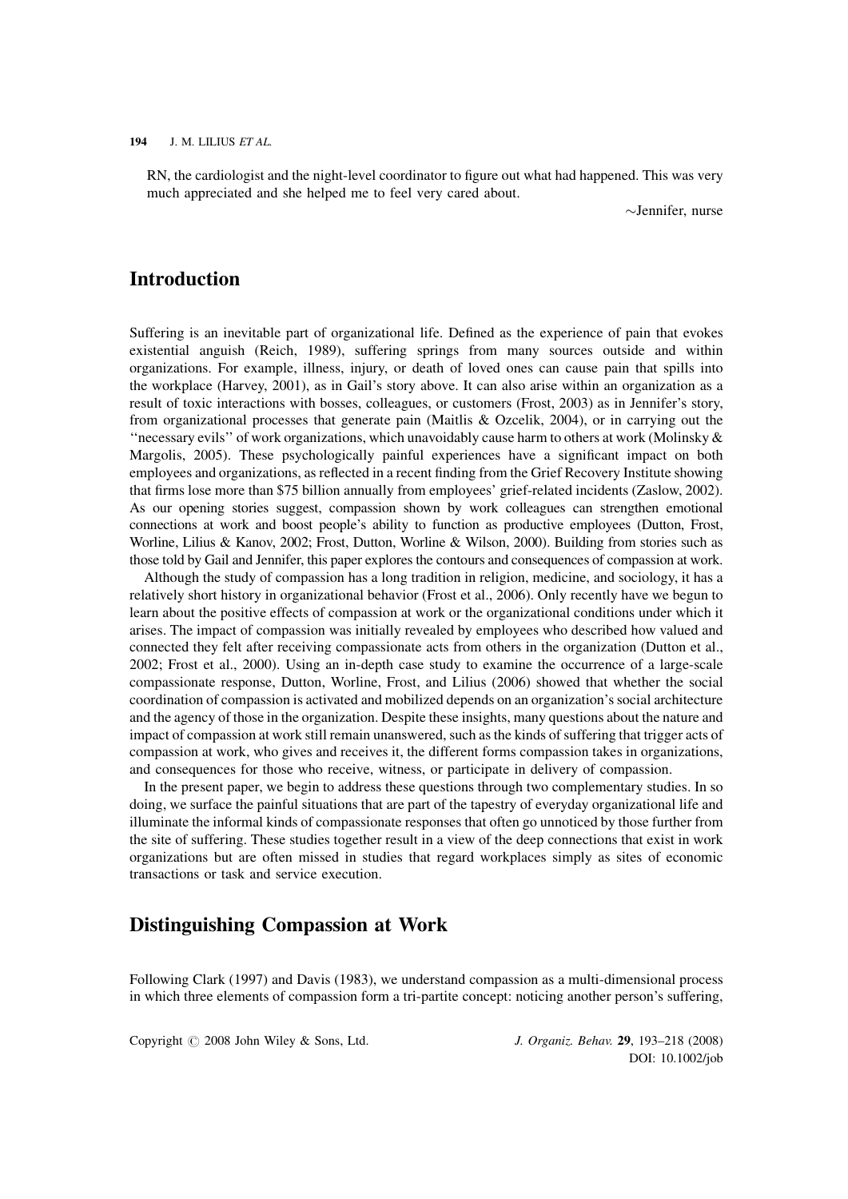RN, the cardiologist and the night-level coordinator to figure out what had happened. This was very much appreciated and she helped me to feel very cared about.

~Jennifer, nurse

## Introduction

Suffering is an inevitable part of organizational life. Defined as the experience of pain that evokes existential anguish (Reich, 1989), suffering springs from many sources outside and within organizations. For example, illness, injury, or death of loved ones can cause pain that spills into the workplace (Harvey, 2001), as in Gail's story above. It can also arise within an organization as a result of toxic interactions with bosses, colleagues, or customers (Frost, 2003) as in Jennifer's story, from organizational processes that generate pain (Maitlis & Ozcelik, 2004), or in carrying out the ''necessary evils'' of work organizations, which unavoidably cause harm to others at work (Molinsky & Margolis, 2005). These psychologically painful experiences have a significant impact on both employees and organizations, as reflected in a recent finding from the Grief Recovery Institute showing that firms lose more than $75 billion annually from employees' grief-related incidents (Zaslow, 2002). As our opening stories suggest, compassion shown by work colleagues can strengthen emotional connections at work and boost people's ability to function as productive employees (Dutton, Frost, Worline, Lilius & Kanov, 2002; Frost, Dutton, Worline & Wilson, 2000). Building from stories such as those told by Gail and Jennifer, this paper explores the contours and consequences of compassion at work.

Although the study of compassion has a long tradition in religion, medicine, and sociology, it has a relatively short history in organizational behavior (Frost et al., 2006). Only recently have we begun to learn about the positive effects of compassion at work or the organizational conditions under which it arises. The impact of compassion was initially revealed by employees who described how valued and connected they felt after receiving compassionate acts from others in the organization (Dutton et al., 2002; Frost et al., 2000). Using an in-depth case study to examine the occurrence of a large-scale compassionate response, Dutton, Worline, Frost, and Lilius (2006) showed that whether the social coordination of compassion is activated and mobilized depends on an organization's social architecture and the agency of those in the organization. Despite these insights, many questions about the nature and impact of compassion at work still remain unanswered, such as the kinds of suffering that trigger acts of compassion at work, who gives and receives it, the different forms compassion takes in organizations, and consequences for those who receive, witness, or participate in delivery of compassion.

In the present paper, we begin to address these questions through two complementary studies. In so doing, we surface the painful situations that are part of the tapestry of everyday organizational life and illuminate the informal kinds of compassionate responses that often go unnoticed by those further from the site of suffering. These studies together result in a view of the deep connections that exist in work organizations but are often missed in studies that regard workplaces simply as sites of economic transactions or task and service execution.

## Distinguishing Compassion at Work

Following Clark (1997) and Davis (1983), we understand compassion as a multi-dimensional process in which three elements of compassion form a tri-partite concept: noticing another person's suffering,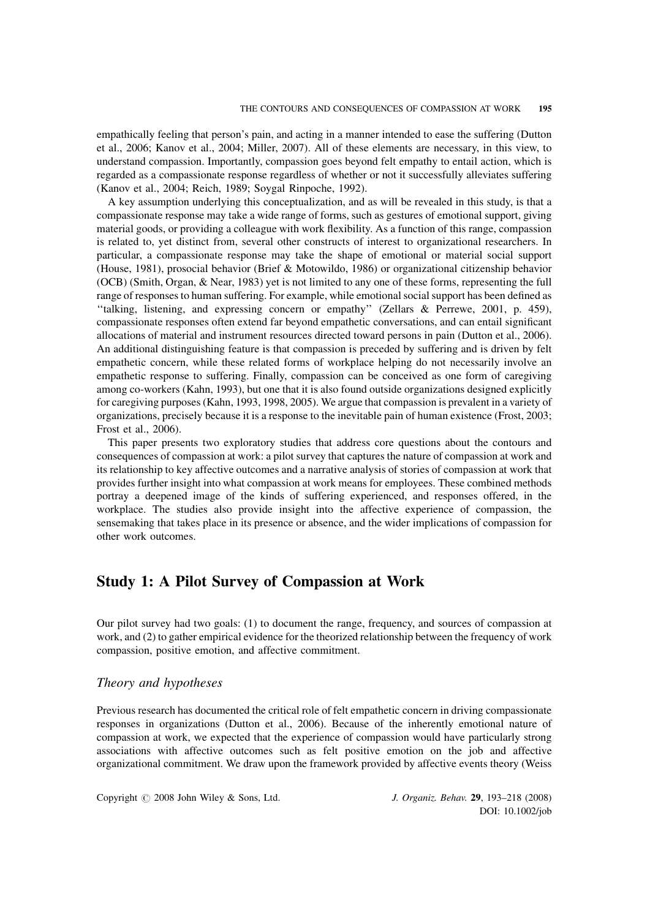empathically feeling that person's pain, and acting in a manner intended to ease the suffering (Dutton et al., 2006; Kanov et al., 2004; Miller, 2007). All of these elements are necessary, in this view, to understand compassion. Importantly, compassion goes beyond felt empathy to entail action, which is regarded as a compassionate response regardless of whether or not it successfully alleviates suffering (Kanov et al., 2004; Reich, 1989; Soygal Rinpoche, 1992).

A key assumption underlying this conceptualization, and as will be revealed in this study, is that a compassionate response may take a wide range of forms, such as gestures of emotional support, giving material goods, or providing a colleague with work flexibility. As a function of this range, compassion is related to, yet distinct from, several other constructs of interest to organizational researchers. In particular, a compassionate response may take the shape of emotional or material social support (House, 1981), prosocial behavior (Brief & Motowildo, 1986) or organizational citizenship behavior (OCB) (Smith, Organ, & Near, 1983) yet is not limited to any one of these forms, representing the full range of responses to human suffering. For example, while emotional social support has been defined as ''talking, listening, and expressing concern or empathy'' (Zellars & Perrewe, 2001, p. 459), compassionate responses often extend far beyond empathetic conversations, and can entail significant allocations of material and instrument resources directed toward persons in pain (Dutton et al., 2006). An additional distinguishing feature is that compassion is preceded by suffering and is driven by felt empathetic concern, while these related forms of workplace helping do not necessarily involve an empathetic response to suffering. Finally, compassion can be conceived as one form of caregiving among co-workers (Kahn, 1993), but one that it is also found outside organizations designed explicitly for caregiving purposes (Kahn, 1993, 1998, 2005). We argue that compassion is prevalent in a variety of organizations, precisely because it is a response to the inevitable pain of human existence (Frost, 2003; Frost et al., 2006).

This paper presents two exploratory studies that address core questions about the contours and consequences of compassion at work: a pilot survey that captures the nature of compassion at work and its relationship to key affective outcomes and a narrative analysis of stories of compassion at work that provides further insight into what compassion at work means for employees. These combined methods portray a deepened image of the kinds of suffering experienced, and responses offered, in the workplace. The studies also provide insight into the affective experience of compassion, the sensemaking that takes place in its presence or absence, and the wider implications of compassion for other work outcomes.

## Study 1: A Pilot Survey of Compassion at Work

Our pilot survey had two goals: (1) to document the range, frequency, and sources of compassion at work, and (2) to gather empirical evidence for the theorized relationship between the frequency of work compassion, positive emotion, and affective commitment.

### *Theory and hypotheses*

Previous research has documented the critical role of felt empathetic concern in driving compassionate responses in organizations (Dutton et al., 2006). Because of the inherently emotional nature of compassion at work, we expected that the experience of compassion would have particularly strong associations with affective outcomes such as felt positive emotion on the job and affective organizational commitment. We draw upon the framework provided by affective events theory (Weiss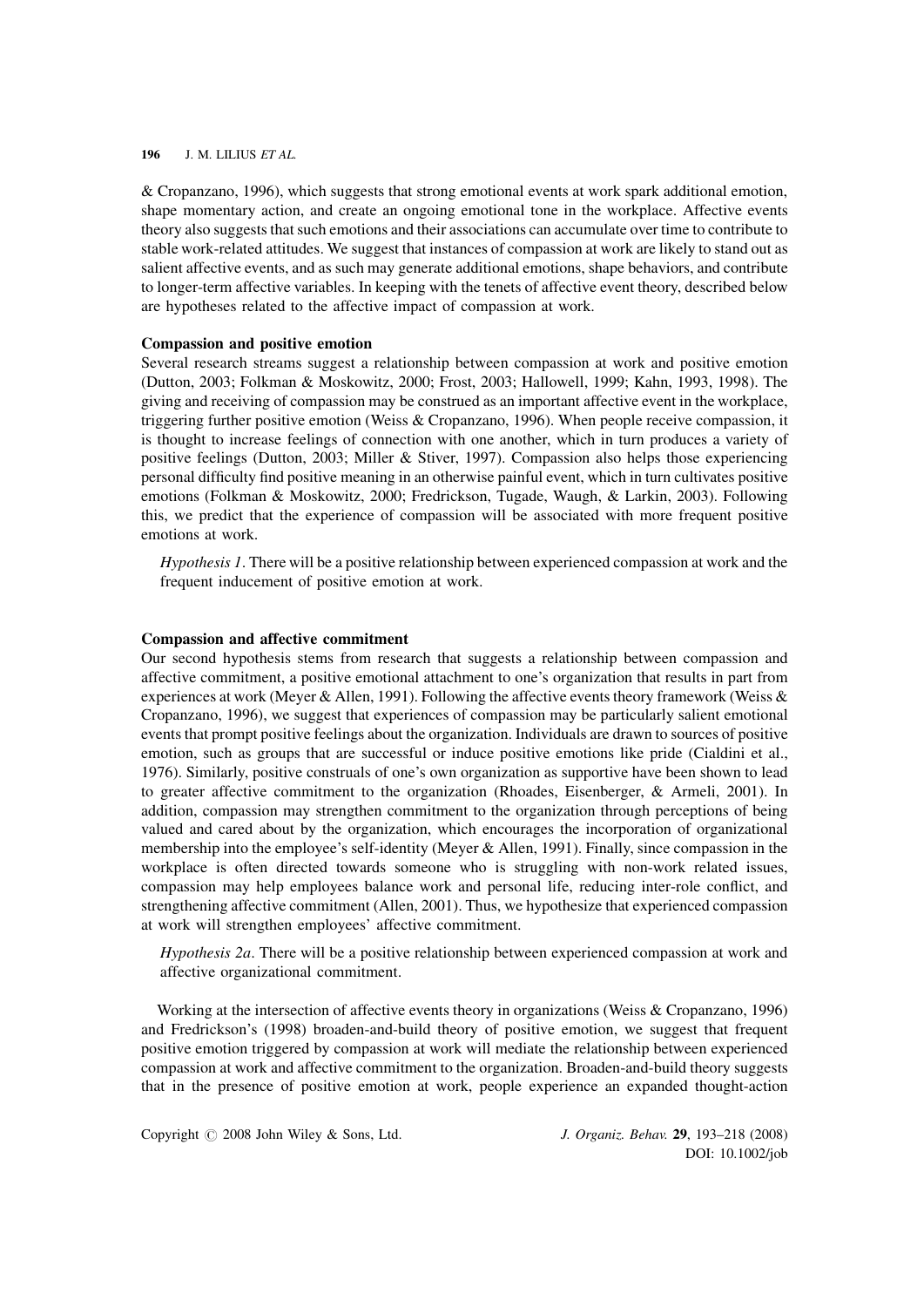& Cropanzano, 1996), which suggests that strong emotional events at work spark additional emotion, shape momentary action, and create an ongoing emotional tone in the workplace. Affective events theory also suggests that such emotions and their associations can accumulate over time to contribute to stable work-related attitudes. We suggest that instances of compassion at work are likely to stand out as salient affective events, and as such may generate additional emotions, shape behaviors, and contribute to longer-term affective variables. In keeping with the tenets of affective event theory, described below are hypotheses related to the affective impact of compassion at work.

**Compassion and positive emotion**

Several research streams suggest a relationship between compassion at work and positive emotion (Dutton, 2003; Folkman & Moskowitz, 2000; Frost, 2003; Hallowell, 1999; Kahn, 1993, 1998). The giving and receiving of compassion may be construed as an important affective event in the workplace, triggering further positive emotion (Weiss & Cropanzano, 1996). When people receive compassion, it is thought to increase feelings of connection with one another, which in turn produces a variety of positive feelings (Dutton, 2003; Miller & Stiver, 1997). Compassion also helps those experiencing personal difficulty find positive meaning in an otherwise painful event, which in turn cultivates positive emotions (Folkman & Moskowitz, 2000; Fredrickson, Tugade, Waugh, & Larkin, 2003). Following this, we predict that the experience of compassion will be associated with more frequent positive emotions at work.

> *Hypothesis 1*. There will be a positive relationship between experienced compassion at work and the frequent inducement of positive emotion at work.

**Compassion and affective commitment**

Our second hypothesis stems from research that suggests a relationship between compassion and affective commitment, a positive emotional attachment to one's organization that results in part from experiences at work (Meyer & Allen, 1991). Following the affective events theory framework (Weiss & Cropanzano, 1996), we suggest that experiences of compassion may be particularly salient emotional events that prompt positive feelings about the organization. Individuals are drawn to sources of positive emotion, such as groups that are successful or induce positive emotions like pride (Cialdini et al., 1976). Similarly, positive construals of one's own organization as supportive have been shown to lead to greater affective commitment to the organization (Rhoades, Eisenberger, & Armeli, 2001). In addition, compassion may strengthen commitment to the organization through perceptions of being valued and cared about by the organization, which encourages the incorporation of organizational membership into the employee's self-identity (Meyer & Allen, 1991). Finally, since compassion in the workplace is often directed towards someone who is struggling with non-work related issues, compassion may help employees balance work and personal life, reducing inter-role conflict, and strengthening affective commitment (Allen, 2001). Thus, we hypothesize that experienced compassion at work will strengthen employees' affective commitment.

> *Hypothesis 2a*. There will be a positive relationship between experienced compassion at work and affective organizational commitment.

Working at the intersection of affective events theory in organizations (Weiss & Cropanzano, 1996) and Fredrickson's (1998) broaden-and-build theory of positive emotion, we suggest that frequent positive emotion triggered by compassion at work will mediate the relationship between experienced compassion at work and affective commitment to the organization. Broaden-and-build theory suggests that in the presence of positive emotion at work, people experience an expanded thought-action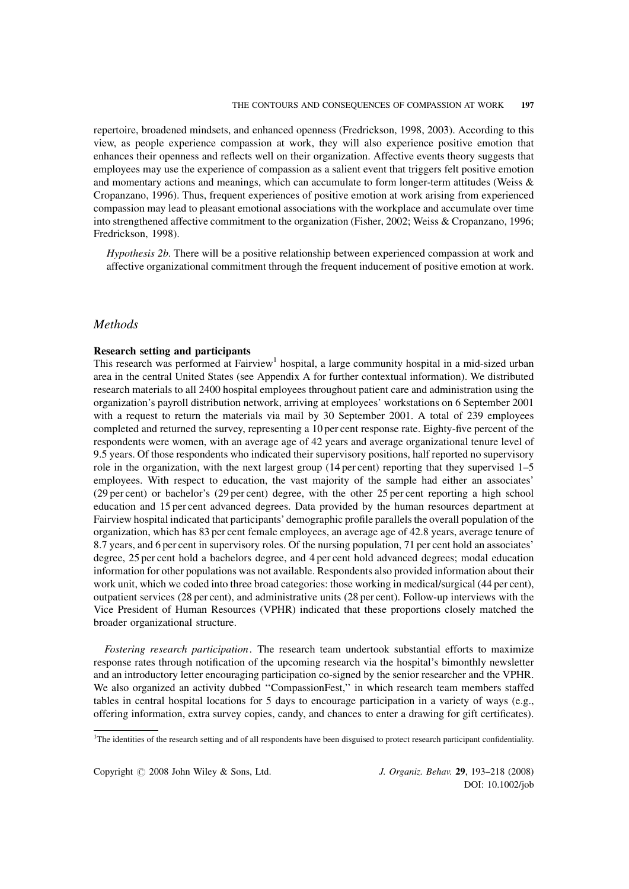repertoire, broadened mindsets, and enhanced openness (Fredrickson, 1998, 2003). According to this view, as people experience compassion at work, they will also experience positive emotion that enhances their openness and reflects well on their organization. Affective events theory suggests that employees may use the experience of compassion as a salient event that triggers felt positive emotion and momentary actions and meanings, which can accumulate to form longer-term attitudes (Weiss & Cropanzano, 1996). Thus, frequent experiences of positive emotion at work arising from experienced compassion may lead to pleasant emotional associations with the workplace and accumulate over time into strengthened affective commitment to the organization (Fisher, 2002; Weiss & Cropanzano, 1996; Fredrickson, 1998).

> *Hypothesis 2b.* There will be a positive relationship between experienced compassion at work and affective organizational commitment through the frequent inducement of positive emotion at work.

## *Methods*

### Research setting and participants

This research was performed at Fairview[1] hospital, a large community hospital in a mid-sized urban area in the central United States (see Appendix A for further contextual information). We distributed research materials to all 2400 hospital employees throughout patient care and administration using the organization's payroll distribution network, arriving at employees' workstations on 6 September 2001 with a request to return the materials via mail by 30 September 2001. A total of 239 employees completed and returned the survey, representing a 10 per cent response rate. Eighty-five percent of the respondents were women, with an average age of 42 years and average organizational tenure level of 9.5 years. Of those respondents who indicated their supervisory positions, half reported no supervisory role in the organization, with the next largest group (14 per cent) reporting that they supervised 1–5 employees. With respect to education, the vast majority of the sample had either an associates' (29 per cent) or bachelor's (29 per cent) degree, with the other 25 per cent reporting a high school education and 15 per cent advanced degrees. Data provided by the human resources department at Fairview hospital indicated that participants' demographic profile parallels the overall population of the organization, which has 83 per cent female employees, an average age of 42.8 years, average tenure of 8.7 years, and 6 per cent in supervisory roles. Of the nursing population, 71 per cent hold an associates' degree, 25 per cent hold a bachelors degree, and 4 per cent hold advanced degrees; modal education information for other populations was not available. Respondents also provided information about their work unit, which we coded into three broad categories: those working in medical/surgical (44 per cent), outpatient services (28 per cent), and administrative units (28 per cent). Follow-up interviews with the Vice President of Human Resources (VPHR) indicated that these proportions closely matched the broader organizational structure.

*Fostering research participation*. The research team undertook substantial efforts to maximize response rates through notification of the upcoming research via the hospital's bimonthly newsletter and an introductory letter encouraging participation co-signed by the senior researcher and the VPHR. We also organized an activity dubbed "CompassionFest," in which research team members staffed tables in central hospital locations for 5 days to encourage participation in a variety of ways (e.g., offering information, extra survey copies, candy, and chances to enter a drawing for gift certificates).

[1]The identities of the research setting and of all respondents have been disguised to protect research participant confidentiality.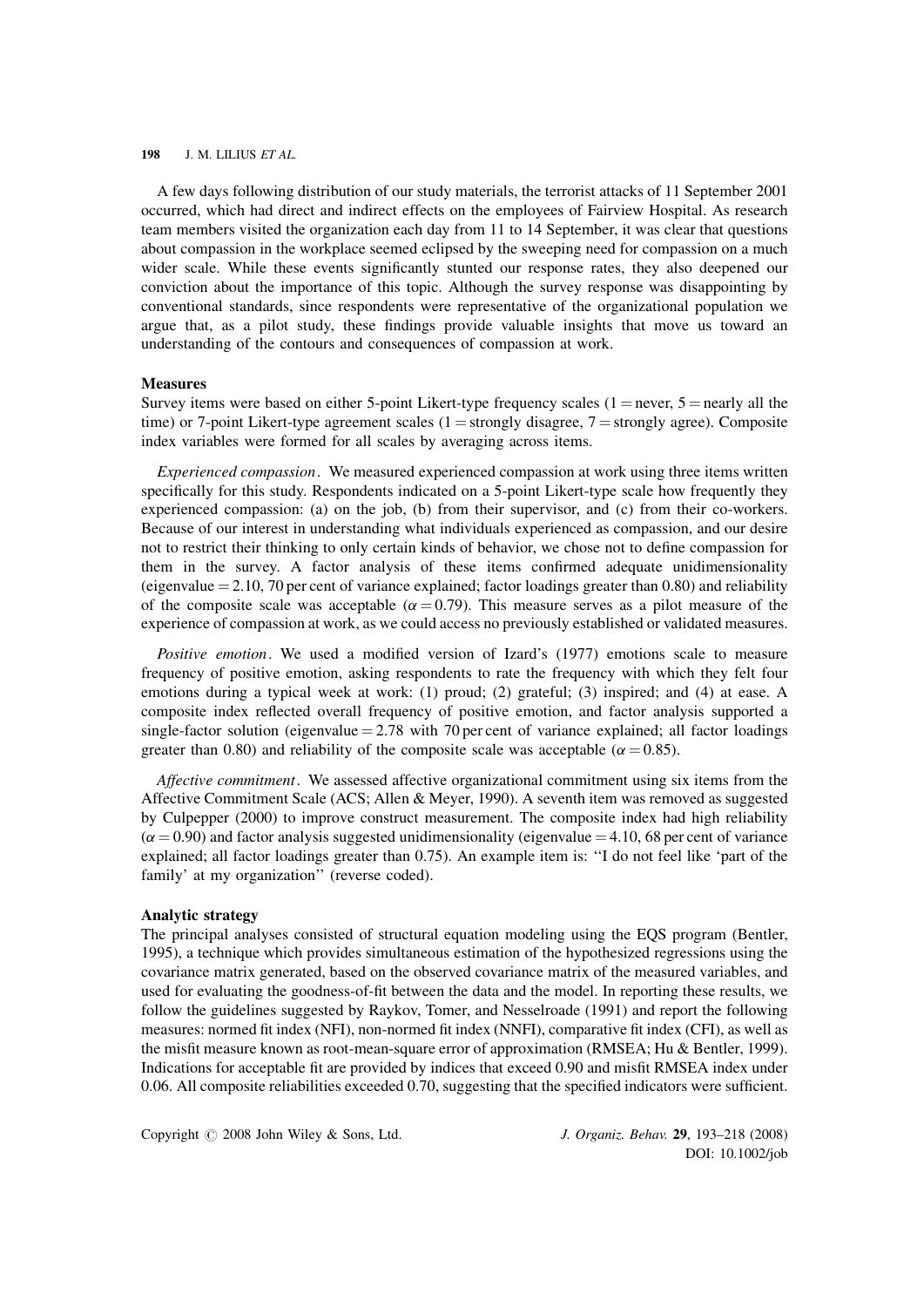A few days following distribution of our study materials, the terrorist attacks of 11 September 2001 occurred, which had direct and indirect effects on the employees of Fairview Hospital. As research team members visited the organization each day from 11 to 14 September, it was clear that questions about compassion in the workplace seemed eclipsed by the sweeping need for compassion on a much wider scale. While these events significantly stunted our response rates, they also deepened our conviction about the importance of this topic. Although the survey response was disappointing by conventional standards, since respondents were representative of the organizational population we argue that, as a pilot study, these findings provide valuable insights that move us toward an understanding of the contours and consequences of compassion at work.

### Measures

Survey items were based on either 5-point Likert-type frequency scales (1 = never, 5 = nearly all the time) or 7-point Likert-type agreement scales (1 = strongly disagree, 7 = strongly agree). Composite index variables were formed for all scales by averaging across items.

*Experienced compassion*. We measured experienced compassion at work using three items written specifically for this study. Respondents indicated on a 5-point Likert-type scale how frequently they experienced compassion: (a) on the job, (b) from their supervisor, and (c) from their co-workers. Because of our interest in understanding what individuals experienced as compassion, and our desire not to restrict their thinking to only certain kinds of behavior, we chose not to define compassion for them in the survey. A factor analysis of these items confirmed adequate unidimensionality (eigenvalue = 2.10, 70 per cent of variance explained; factor loadings greater than 0.80) and reliability of the composite scale was acceptable ($\alpha = 0.79$). This measure serves as a pilot measure of the experience of compassion at work, as we could access no previously established or validated measures.

*Positive emotion*. We used a modified version of Izard's (1977) emotions scale to measure frequency of positive emotion, asking respondents to rate the frequency with which they felt four emotions during a typical week at work: (1) proud; (2) grateful; (3) inspired; and (4) at ease. A composite index reflected overall frequency of positive emotion, and factor analysis supported a single-factor solution (eigenvalue = 2.78 with 70 per cent of variance explained; all factor loadings greater than 0.80) and reliability of the composite scale was acceptable ($\alpha = 0.85$).

*Affective commitment*. We assessed affective organizational commitment using six items from the Affective Commitment Scale (ACS; Allen & Meyer, 1990). A seventh item was removed as suggested by Culpepper (2000) to improve construct measurement. The composite index had high reliability ($\alpha = 0.90$) and factor analysis suggested unidimensionality (eigenvalue = 4.10, 68 per cent of variance explained; all factor loadings greater than 0.75). An example item is: ''I do not feel like 'part of the family' at my organization'' (reverse coded).

### Analytic strategy

The principal analyses consisted of structural equation modeling using the EQS program (Bentler, 1995), a technique which provides simultaneous estimation of the hypothesized regressions using the covariance matrix generated, based on the observed covariance matrix of the measured variables, and used for evaluating the goodness-of-fit between the data and the model. In reporting these results, we follow the guidelines suggested by Raykov, Tomer, and Nesselroade (1991) and report the following measures: normed fit index (NFI), non-normed fit index (NNFI), comparative fit index (CFI), as well as the misfit measure known as root-mean-square error of approximation (RMSEA; Hu & Bentler, 1999). Indications for acceptable fit are provided by indices that exceed 0.90 and misfit RMSEA index under 0.06. All composite reliabilities exceeded 0.70, suggesting that the specified indicators were sufficient.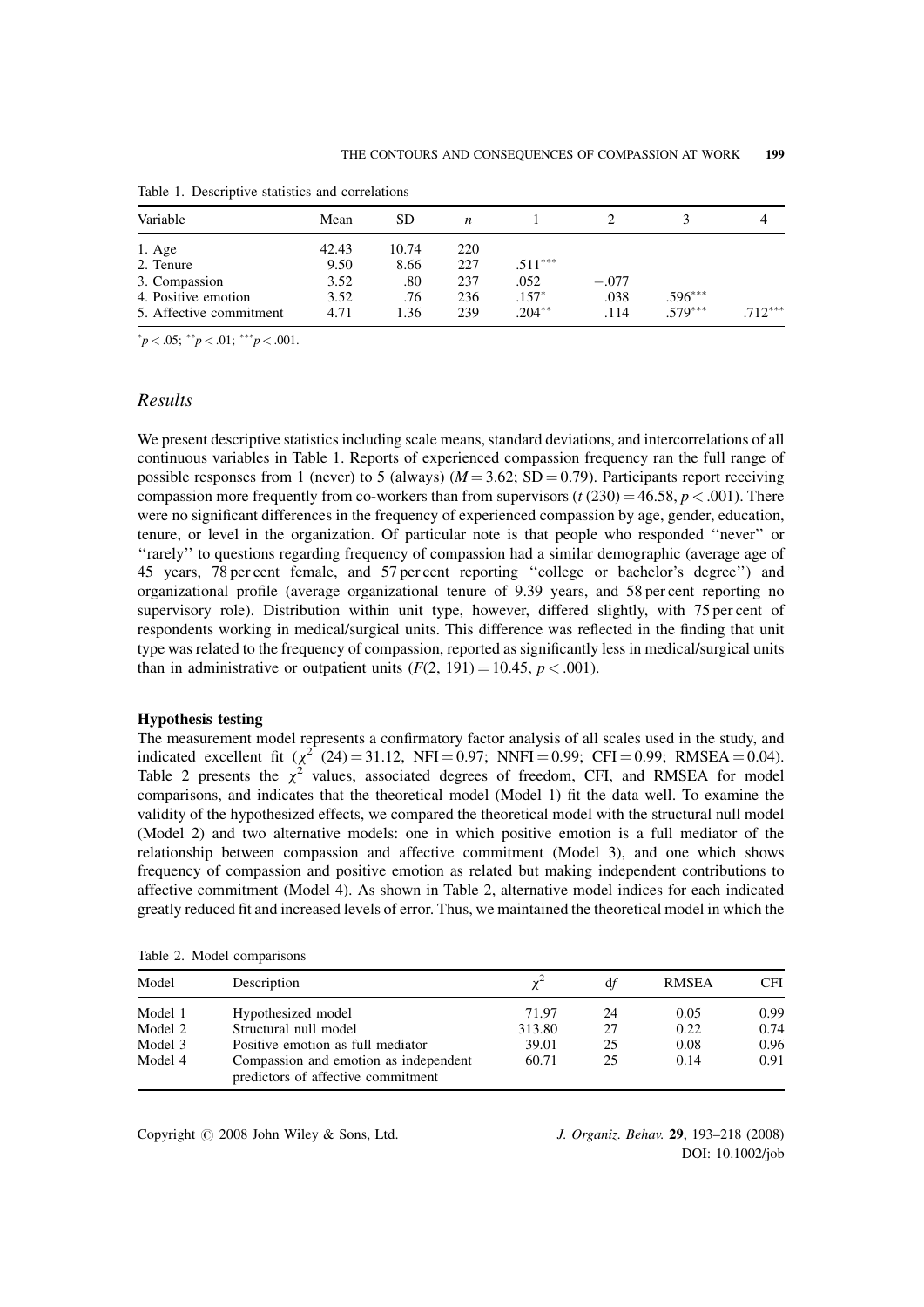Table 1. Descriptive statistics and correlations

| Variable | Mean | SD | $n$ | 1 | 2 | 3 | 4 |
|---|---|---|---|---|---|---|---|
| 1. Age | 42.43 | 10.74 | 220 | | | | |
| 2. Tenure | 9.50 | 8.66 | 227 | .511*** | | | |
| 3. Compassion | 3.52 | .80 | 237 | .052 | −.077 | | |
| 4. Positive emotion | 3.52 | .76 | 236 | .157* | .038 | .596*** | |
| 5. Affective commitment | 4.71 | 1.36 | 239 | .204** | .114 | .579*** | .712*** |

*$p < .05$; **$p < .01$; ***$p < .001$.

## Results

We present descriptive statistics including scale means, standard deviations, and intercorrelations of all continuous variables in Table 1. Reports of experienced compassion frequency ran the full range of possible responses from 1 (never) to 5 (always) ($M = 3.62$; $\mathrm{SD} = 0.79$). Participants report receiving compassion more frequently from co-workers than from supervisors ($t\,(230) = 46.58$, $p < .001$). There were no significant differences in the frequency of experienced compassion by age, gender, education, tenure, or level in the organization. Of particular note is that people who responded ''never'' or ''rarely'' to questions regarding frequency of compassion had a similar demographic (average age of 45 years, 78 per cent female, and 57 per cent reporting ''college or bachelor's degree'') and organizational profile (average organizational tenure of 9.39 years, and 58 per cent reporting no supervisory role). Distribution within unit type, however, differed slightly, with 75 per cent of respondents working in medical/surgical units. This difference was reflected in the finding that unit type was related to the frequency of compassion, reported as significantly less in medical/surgical units than in administrative or outpatient units ($F(2, 191) = 10.45$, $p < .001$).

### Hypothesis testing

The measurement model represents a confirmatory factor analysis of all scales used in the study, and indicated excellent fit ($\chi^2$ $(24) = 31.12$, $\mathrm{NFI} = 0.97$; $\mathrm{NNFI} = 0.99$; $\mathrm{CFI} = 0.99$; $\mathrm{RMSEA} = 0.04$). Table 2 presents the $\chi^2$ values, associated degrees of freedom, CFI, and RMSEA for model comparisons, and indicates that the theoretical model (Model 1) fit the data well. To examine the validity of the hypothesized effects, we compared the theoretical model with the structural null model (Model 2) and two alternative models: one in which positive emotion is a full mediator of the relationship between compassion and affective commitment (Model 3), and one which shows frequency of compassion and positive emotion as related but making independent contributions to affective commitment (Model 4). As shown in Table 2, alternative model indices for each indicated greatly reduced fit and increased levels of error. Thus, we maintained the theoretical model in which the

Table 2. Model comparisons

| Model | Description | $\chi^2$ | d$f$ | RMSEA | CFI |
|---|---|---|---|---|---|
| Model 1 | Hypothesized model | 71.97 | 24 | 0.05 | 0.99 |
| Model 2 | Structural null model | 313.80 | 27 | 0.22 | 0.74 |
| Model 3 | Positive emotion as full mediator | 39.01 | 25 | 0.08 | 0.96 |
| Model 4 | Compassion and emotion as independent predictors of affective commitment | 60.71 | 25 | 0.14 | 0.91 |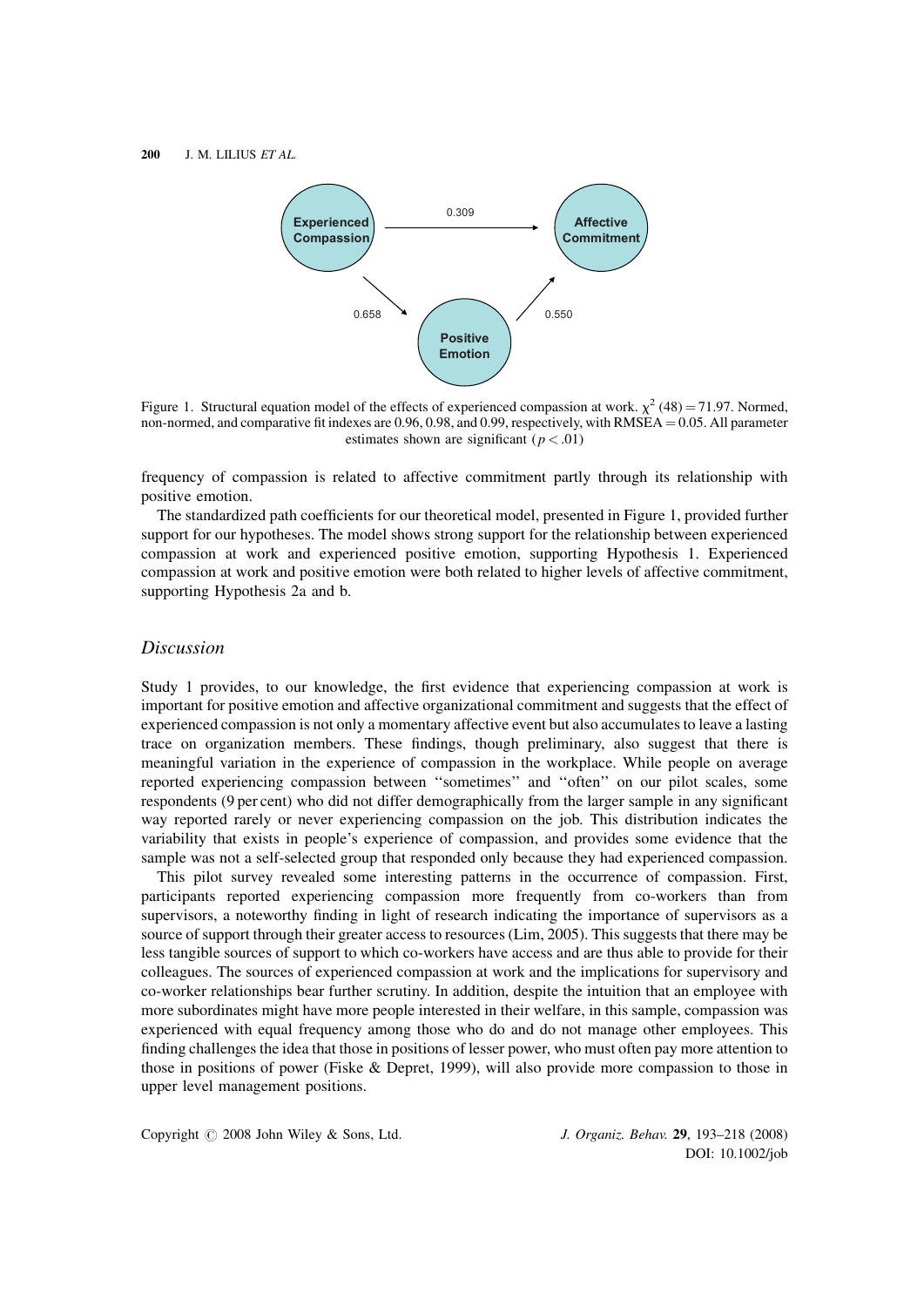Experienced Compassion

Affective Commitment

Positive Emotion

0.309

0.658

0.550

Figure 1. Structural equation model of the effects of experienced compassion at work. $\chi^2$ (48) = 71.97. Normed, non-normed, and comparative fit indexes are 0.96, 0.98, and 0.99, respectively, with RMSEA = 0.05. All parameter estimates shown are significant ($p < .01$)

frequency of compassion is related to affective commitment partly through its relationship with positive emotion.

The standardized path coefficients for our theoretical model, presented in Figure 1, provided further support for our hypotheses. The model shows strong support for the relationship between experienced compassion at work and experienced positive emotion, supporting Hypothesis 1. Experienced compassion at work and positive emotion were both related to higher levels of affective commitment, supporting Hypothesis 2a and b.

## *Discussion*

Study 1 provides, to our knowledge, the first evidence that experiencing compassion at work is important for positive emotion and affective organizational commitment and suggests that the effect of experienced compassion is not only a momentary affective event but also accumulates to leave a lasting trace on organization members. These findings, though preliminary, also suggest that there is meaningful variation in the experience of compassion in the workplace. While people on average reported experiencing compassion between ''sometimes'' and ''often'' on our pilot scales, some respondents (9 per cent) who did not differ demographically from the larger sample in any significant way reported rarely or never experiencing compassion on the job. This distribution indicates the variability that exists in people's experience of compassion, and provides some evidence that the sample was not a self-selected group that responded only because they had experienced compassion.

This pilot survey revealed some interesting patterns in the occurrence of compassion. First, participants reported experiencing compassion more frequently from co-workers than from supervisors, a noteworthy finding in light of research indicating the importance of supervisors as a source of support through their greater access to resources (Lim, 2005). This suggests that there may be less tangible sources of support to which co-workers have access and are thus able to provide for their colleagues. The sources of experienced compassion at work and the implications for supervisory and co-worker relationships bear further scrutiny. In addition, despite the intuition that an employee with more subordinates might have more people interested in their welfare, in this sample, compassion was experienced with equal frequency among those who do and do not manage other employees. This finding challenges the idea that those in positions of lesser power, who must often pay more attention to those in positions of power (Fiske & Depret, 1999), will also provide more compassion to those in upper level management positions.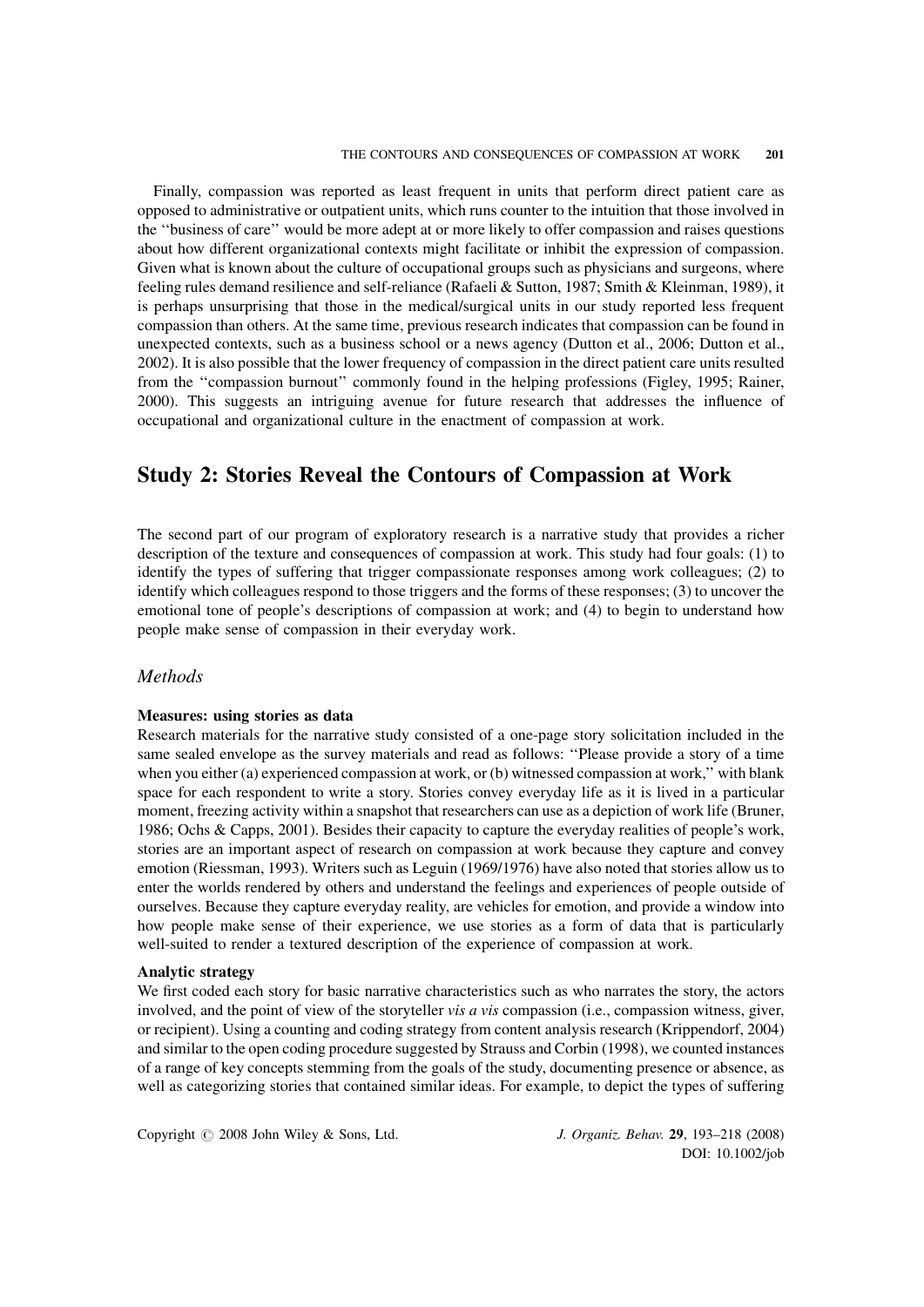Finally, compassion was reported as least frequent in units that perform direct patient care as opposed to administrative or outpatient units, which runs counter to the intuition that those involved in the ''business of care'' would be more adept at or more likely to offer compassion and raises questions about how different organizational contexts might facilitate or inhibit the expression of compassion. Given what is known about the culture of occupational groups such as physicians and surgeons, where feeling rules demand resilience and self-reliance (Rafaeli & Sutton, 1987; Smith & Kleinman, 1989), it is perhaps unsurprising that those in the medical/surgical units in our study reported less frequent compassion than others. At the same time, previous research indicates that compassion can be found in unexpected contexts, such as a business school or a news agency (Dutton et al., 2006; Dutton et al., 2002). It is also possible that the lower frequency of compassion in the direct patient care units resulted from the ''compassion burnout'' commonly found in the helping professions (Figley, 1995; Rainer, 2000). This suggests an intriguing avenue for future research that addresses the influence of occupational and organizational culture in the enactment of compassion at work.

## Study 2: Stories Reveal the Contours of Compassion at Work

The second part of our program of exploratory research is a narrative study that provides a richer description of the texture and consequences of compassion at work. This study had four goals: (1) to identify the types of suffering that trigger compassionate responses among work colleagues; (2) to identify which colleagues respond to those triggers and the forms of these responses; (3) to uncover the emotional tone of people's descriptions of compassion at work; and (4) to begin to understand how people make sense of compassion in their everyday work.

### *Methods*

**Measures: using stories as data**

Research materials for the narrative study consisted of a one-page story solicitation included in the same sealed envelope as the survey materials and read as follows: ''Please provide a story of a time when you either (a) experienced compassion at work, or (b) witnessed compassion at work,'' with blank space for each respondent to write a story. Stories convey everyday life as it is lived in a particular moment, freezing activity within a snapshot that researchers can use as a depiction of work life (Bruner, 1986; Ochs & Capps, 2001). Besides their capacity to capture the everyday realities of people's work, stories are an important aspect of research on compassion at work because they capture and convey emotion (Riessman, 1993). Writers such as Leguin (1969/1976) have also noted that stories allow us to enter the worlds rendered by others and understand the feelings and experiences of people outside of ourselves. Because they capture everyday reality, are vehicles for emotion, and provide a window into how people make sense of their experience, we use stories as a form of data that is particularly well-suited to render a textured description of the experience of compassion at work.

**Analytic strategy**

We first coded each story for basic narrative characteristics such as who narrates the story, the actors involved, and the point of view of the storyteller *vis a vis* compassion (i.e., compassion witness, giver, or recipient). Using a counting and coding strategy from content analysis research (Krippendorf, 2004) and similar to the open coding procedure suggested by Strauss and Corbin (1998), we counted instances of a range of key concepts stemming from the goals of the study, documenting presence or absence, as well as categorizing stories that contained similar ideas. For example, to depict the types of suffering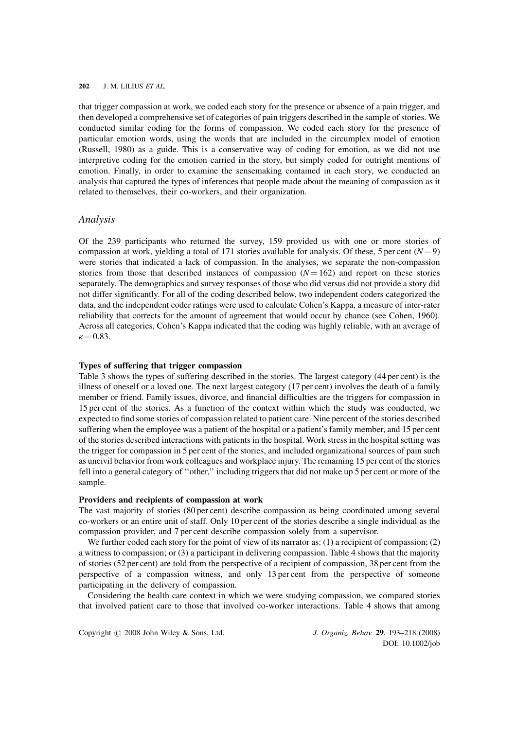that trigger compassion at work, we coded each story for the presence or absence of a pain trigger, and then developed a comprehensive set of categories of pain triggers described in the sample of stories. We conducted similar coding for the forms of compassion. We coded each story for the presence of particular emotion words, using the words that are included in the circumplex model of emotion (Russell, 1980) as a guide. This is a conservative way of coding for emotion, as we did not use interpretive coding for the emotion carried in the story, but simply coded for outright mentions of emotion. Finally, in order to examine the sensemaking contained in each story, we conducted an analysis that captured the types of inferences that people made about the meaning of compassion as it related to themselves, their co-workers, and their organization.

## *Analysis*

Of the 239 participants who returned the survey, 159 provided us with one or more stories of compassion at work, yielding a total of 171 stories available for analysis. Of these, 5 per cent ($N = 9$) were stories that indicated a lack of compassion. In the analyses, we separate the non-compassion stories from those that described instances of compassion ($N = 162$) and report on these stories separately. The demographics and survey responses of those who did versus did not provide a story did not differ significantly. For all of the coding described below, two independent coders categorized the data, and the independent coder ratings were used to calculate Cohen's Kappa, a measure of inter-rater reliability that corrects for the amount of agreement that would occur by chance (see Cohen, 1960). Across all categories, Cohen's Kappa indicated that the coding was highly reliable, with an average of $\kappa = 0.83$.

### Types of suffering that trigger compassion

Table 3 shows the types of suffering described in the stories. The largest category (44 per cent) is the illness of oneself or a loved one. The next largest category (17 per cent) involves the death of a family member or friend. Family issues, divorce, and financial difficulties are the triggers for compassion in 15 per cent of the stories. As a function of the context within which the study was conducted, we expected to find some stories of compassion related to patient care. Nine percent of the stories described suffering when the employee was a patient of the hospital or a patient's family member, and 15 per cent of the stories described interactions with patients in the hospital. Work stress in the hospital setting was the trigger for compassion in 5 per cent of the stories, and included organizational sources of pain such as uncivil behavior from work colleagues and workplace injury. The remaining 15 per cent of the stories fell into a general category of "other," including triggers that did not make up 5 per cent or more of the sample.

### Providers and recipients of compassion at work

The vast majority of stories (80 per cent) describe compassion as being coordinated among several co-workers or an entire unit of staff. Only 10 per cent of the stories describe a single individual as the compassion provider, and 7 per cent describe compassion solely from a supervisor.

We further coded each story for the point of view of its narrator as: (1) a recipient of compassion; (2) a witness to compassion; or (3) a participant in delivering compassion. Table 4 shows that the majority of stories (52 per cent) are told from the perspective of a recipient of compassion, 38 per cent from the perspective of a compassion witness, and only 13 per cent from the perspective of someone participating in the delivery of compassion.

Considering the health care context in which we were studying compassion, we compared stories that involved patient care to those that involved co-worker interactions. Table 4 shows that among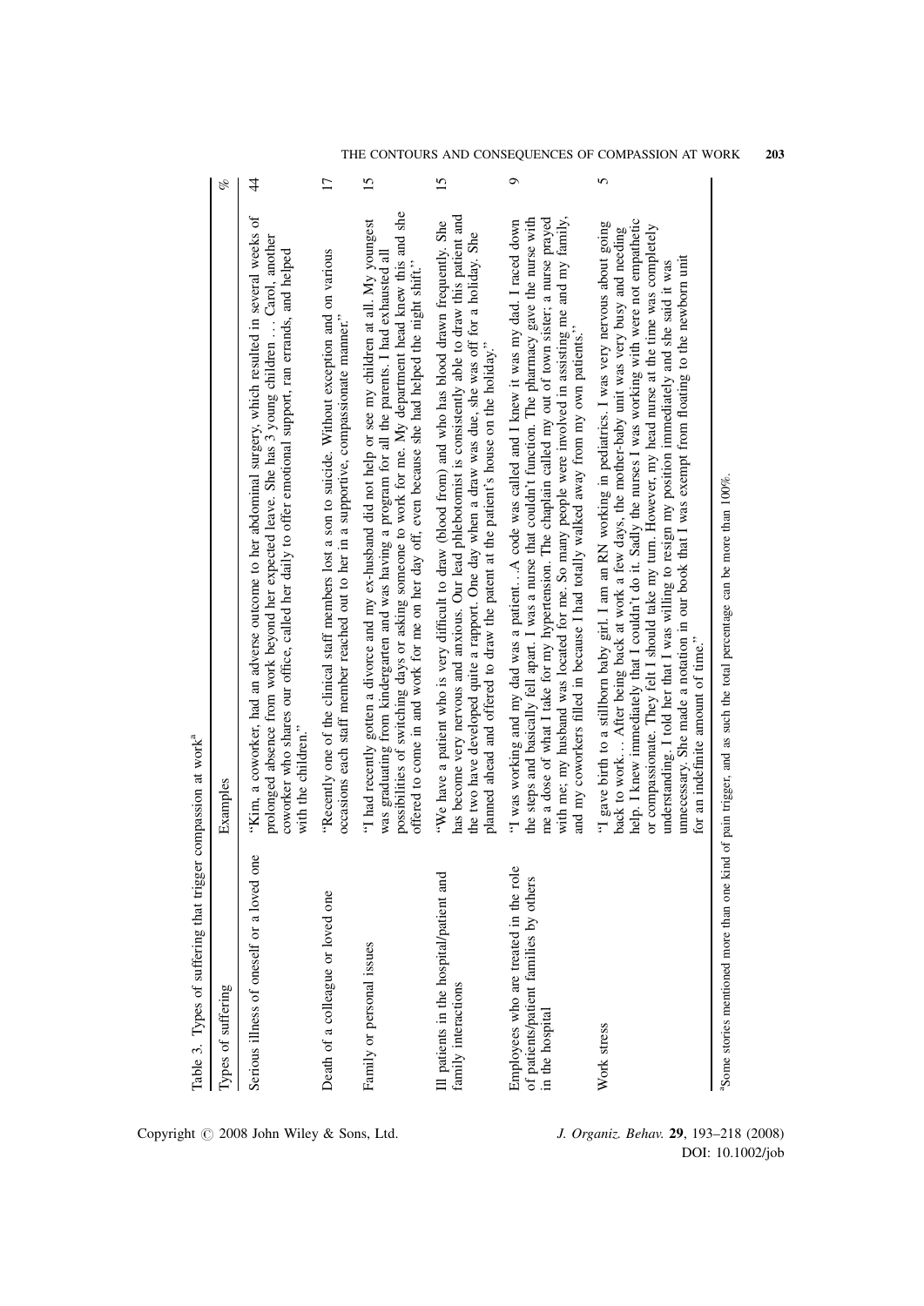Table 3. Types of suffering that trigger compassion at work[a]

| Types of suffering | Examples | % |
|---|---|---|
| Serious illness of oneself or a loved one | "Kim, a coworker, had an adverse outcome to her abdominal surgery, which resulted in several weeks of prolonged absence from work beyond her expected leave. She has 3 young children . . . Carol, another coworker who shares our office, called her daily to offer emotional support, ran errands, and helped with the children." | 44 |
| Death of a colleague or loved one | "Recently one of the clinical staff members lost a son to suicide. Without exception and on various occasions each staff member reached out to her in a supportive, compassionate manner." | 17 |
| Family or personal issues | "I had recently gotten a divorce and my ex-husband did not help or see my children at all. My youngest was graduating from kindergarten and was having a program for all the parents. I had exhausted all possibilities of switching days or asking someone to work for me. My department head knew this and she offered to come in and work for me on her day off, even because she had helped the night shift." | 15 |
| Ill patients in the hospital/patient and family interactions | "We have a patient who is very difficult to draw (blood from) and who has blood drawn frequently. She has become very nervous and anxious. Our lead phlebotomist is consistently able to draw this patient and the two have developed quite a rapport. One day when a draw was due, she was off for a holiday. She planned ahead and offered to draw the patient at the patient's house on the holiday." | 15 |
| Employees who are treated in the role of patients/patient families by others in the hospital | "I was working and my dad was a patient. . .A code was called and I knew it was my dad. I raced down the steps and basically fell apart. I was a nurse that couldn't function. The pharmacy gave the nurse with me a dose of what I take for my hypertension. The chaplain called my out of town sister; a nurse prayed with me; my husband was located for me. So many people were involved in assisting me and my family, and my coworkers filled in because I had totally walked away from my own patients." | 9 |
| Work stress | "I gave birth to a stillborn baby girl. I am an RN working in pediatrics. I was very nervous about going back to work. . . After being back at work a few days, the mother-baby unit was very busy and needing help. I knew immediately that I couldn't do it. Sadly the nurses I was working with were not empathetic or compassionate. They felt I should take my turn. However, my head nurse at the time was completely understanding. I told her that I was willing to resign my position immediately and she said it was unnecessary. She made a notation in our book that I was exempt from floating to the newborn unit for an indefinite amount of time." | 5 |

[a]Some stories mentioned more than one kind of pain trigger, and as such the total percentage can be more than 100%.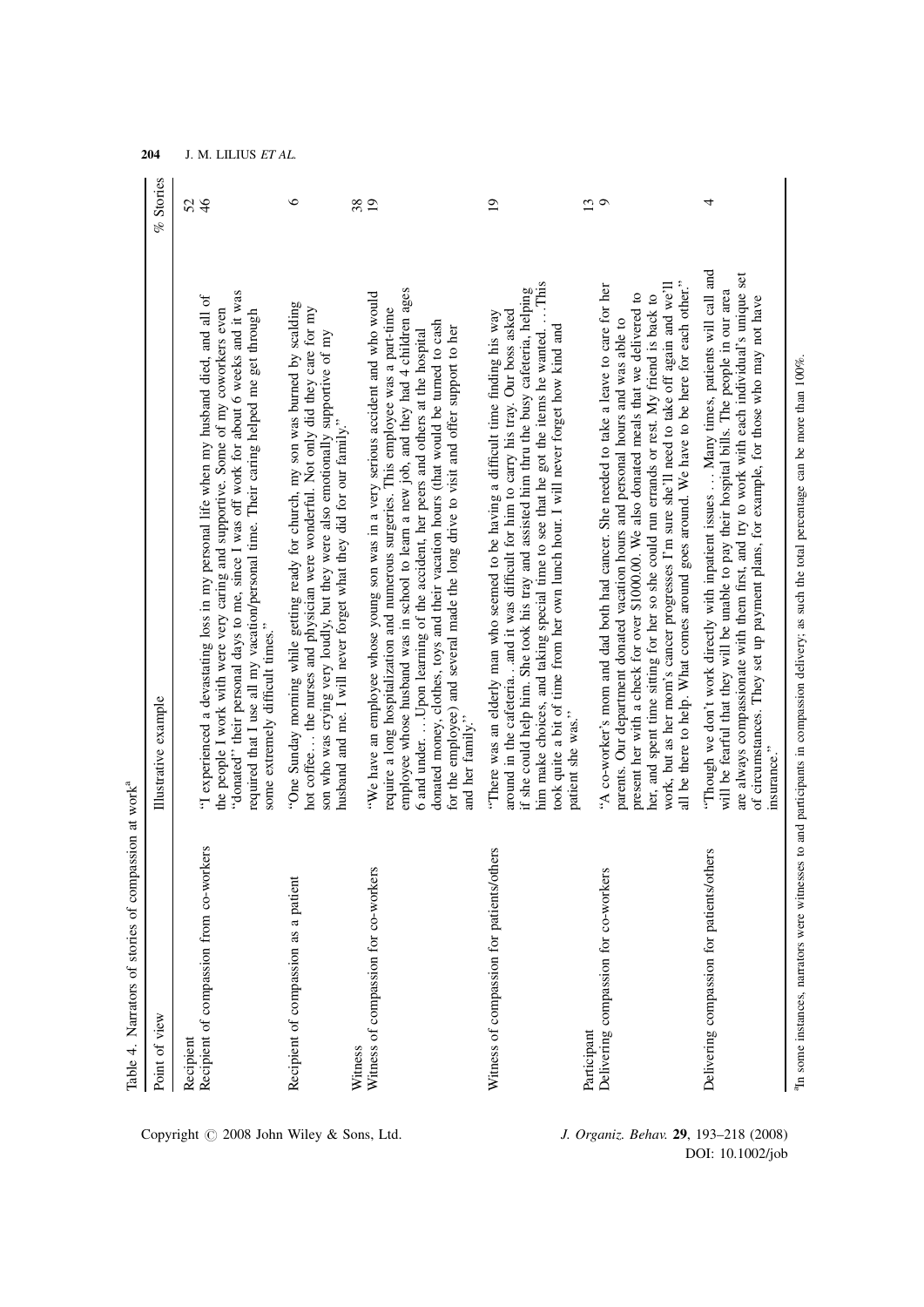Table 4. Narrators of stories of compassion at work[a]

| Point of view | Illustrative example | % Stories |
|---|---|---|
| Recipient | | 52 |
| Recipient of compassion from co-workers | "I experienced a devastating loss in my personal life when my husband died, and all of the people I work with were very caring and supportive. Some of my coworkers even "donated" their personal days to me, since I was off work for about 6 weeks and it was required that I use all my vacation/personal time. Their caring helped me get through some extremely difficult times." | 46 |
| Recipient of compassion as a patient | "One Sunday morning while getting ready for church, my son was burned by scalding hot coffee… the nurses and physician were wonderful. Not only did they care for my son who was crying very loudly, but they were also emotionally supportive of my husband and me. I will never forget what they did for our family." | 6 |
| Witness | | 38 |
| Witness of compassion for co-workers | "We have an employee whose young son was in a very serious accident and who would require a long hospitalization and numerous surgeries. This employee was a part-time employee whose husband was in school to learn a new job, and they had 4 children ages 6 and under. . . .Upon learning of the accident, her peers and others at the hospital donated money, clothes, toys and their vacation hours (that would be turned to cash for the employee) and several made the long drive to visit and offer support to her and her family." | 19 |
| Witness of compassion for patients/others | "There was an elderly man who seemed to be having a difficult time finding his way around in the cafeteria. . and it was difficult for him to carry his tray. Our boss asked if she could help him. She took his tray and assisted him thru the busy cafeteria, helping him make choices, and taking special time to see that he got the items he wanted. . .This took quite a bit of time from her own lunch hour. I will never forget how kind and patient she was." | 19 |
| Participant | | 13 |
| Delivering compassion for co-workers | "A co-worker's mom and dad both had cancer. She needed to take a leave to care for her parents. Our department donated vacation hours and personal hours and was able to present her with a check for over $1000.00. We also donated meals that we delivered to her, and spent time sitting for her so she could run errands or rest. My friend is back to work, but as her mom's cancer progresses I'm sure she'll need to take off again and we'll all be there to help. What comes around goes around. We have to be here for each other." | 9 |
| Delivering compassion for patients/others | "Though we don't work directly with inpatient issues . . . Many times, patients will call and will be fearful that they will be unable to pay their hospital bills. The people in our area are always compassionate with them first, and try to work with each individual's unique set of circumstances. They set up payment plans, for example, for those who may not have insurance." | 4 |

[a]In some instances, narrators were witnesses to and participants in compassion delivery; as such the total percentage can be more than 100%.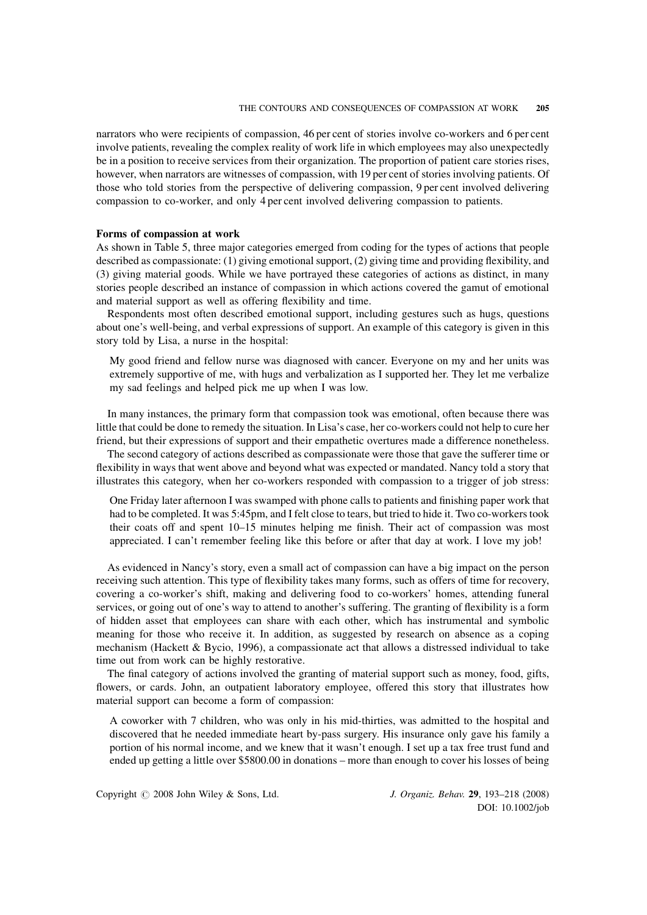narrators who were recipients of compassion, 46 per cent of stories involve co-workers and 6 per cent involve patients, revealing the complex reality of work life in which employees may also unexpectedly be in a position to receive services from their organization. The proportion of patient care stories rises, however, when narrators are witnesses of compassion, with 19 per cent of stories involving patients. Of those who told stories from the perspective of delivering compassion, 9 per cent involved delivering compassion to co-worker, and only 4 per cent involved delivering compassion to patients.

### Forms of compassion at work

As shown in Table 5, three major categories emerged from coding for the types of actions that people described as compassionate: (1) giving emotional support, (2) giving time and providing flexibility, and (3) giving material goods. While we have portrayed these categories of actions as distinct, in many stories people described an instance of compassion in which actions covered the gamut of emotional and material support as well as offering flexibility and time.

Respondents most often described emotional support, including gestures such as hugs, questions about one's well-being, and verbal expressions of support. An example of this category is given in this story told by Lisa, a nurse in the hospital:

> My good friend and fellow nurse was diagnosed with cancer. Everyone on my and her units was extremely supportive of me, with hugs and verbalization as I supported her. They let me verbalize my sad feelings and helped pick me up when I was low.

In many instances, the primary form that compassion took was emotional, often because there was little that could be done to remedy the situation. In Lisa's case, her co-workers could not help to cure her friend, but their expressions of support and their empathetic overtures made a difference nonetheless.

The second category of actions described as compassionate were those that gave the sufferer time or flexibility in ways that went above and beyond what was expected or mandated. Nancy told a story that illustrates this category, when her co-workers responded with compassion to a trigger of job stress:

> One Friday later afternoon I was swamped with phone calls to patients and finishing paper work that had to be completed. It was 5:45pm, and I felt close to tears, but tried to hide it. Two co-workers took their coats off and spent 10–15 minutes helping me finish. Their act of compassion was most appreciated. I can't remember feeling like this before or after that day at work. I love my job!

As evidenced in Nancy's story, even a small act of compassion can have a big impact on the person receiving such attention. This type of flexibility takes many forms, such as offers of time for recovery, covering a co-worker's shift, making and delivering food to co-workers' homes, attending funeral services, or going out of one's way to attend to another's suffering. The granting of flexibility is a form of hidden asset that employees can share with each other, which has instrumental and symbolic meaning for those who receive it. In addition, as suggested by research on absence as a coping mechanism (Hackett & Bycio, 1996), a compassionate act that allows a distressed individual to take time out from work can be highly restorative.

The final category of actions involved the granting of material support such as money, food, gifts, flowers, or cards. John, an outpatient laboratory employee, offered this story that illustrates how material support can become a form of compassion:

> A coworker with 7 children, who was only in his mid-thirties, was admitted to the hospital and discovered that he needed immediate heart by-pass surgery. His insurance only gave his family a portion of his normal income, and we knew that it wasn't enough. I set up a tax free trust fund and ended up getting a little over $5800.00 in donations – more than enough to cover his losses of being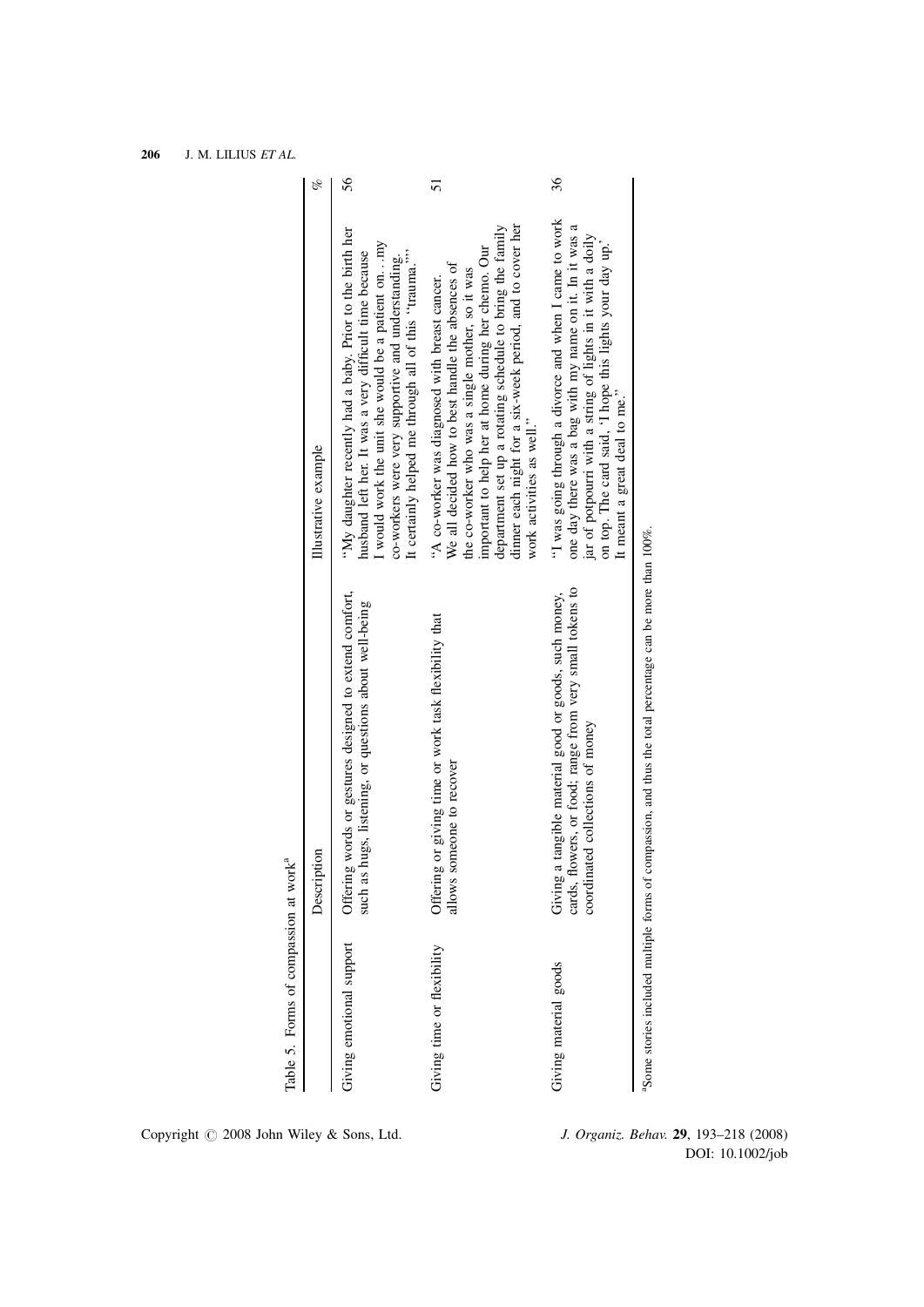Table 5. Forms of compassion at work[a]

| | Description | Illustrative example | % |
|---|---|---|---|
| Giving emotional support | Offering words or gestures designed to extend comfort, such as hugs, listening, or questions about well-being | "My daughter recently had a baby. Prior to the birth her husband left her. It was a very difficult time because I would work the unit she would be a patient on. . .my co-workers were very supportive and understanding. It certainly helped me through all of this "trauma."" | 56 |
| Giving time or flexibility | Offering or giving time or work task flexibility that allows someone to recover | "A co-worker was diagnosed with breast cancer. We all decided how to best handle the absences of the co-worker who was a single mother, so it was important to help her at home during her chemo. Our department set up a rotating schedule to bring the family dinner each night for a six-week period, and to cover her work activities as well." | 51 |
| Giving material goods | Giving a tangible material good or goods, such money, cards, flowers, or food; range from very small tokens to coordinated collections of money | "I was going through a divorce and when I came to work one day there was a bag with my name on it. In it was a jar of potpourri with a string of lights in it with a doily on top. The card said, 'I hope this lights your day up.' It meant a great deal to me." | 36 |

[a]Some stories included multiple forms of compassion, and thus the total percentage can be more than 100%.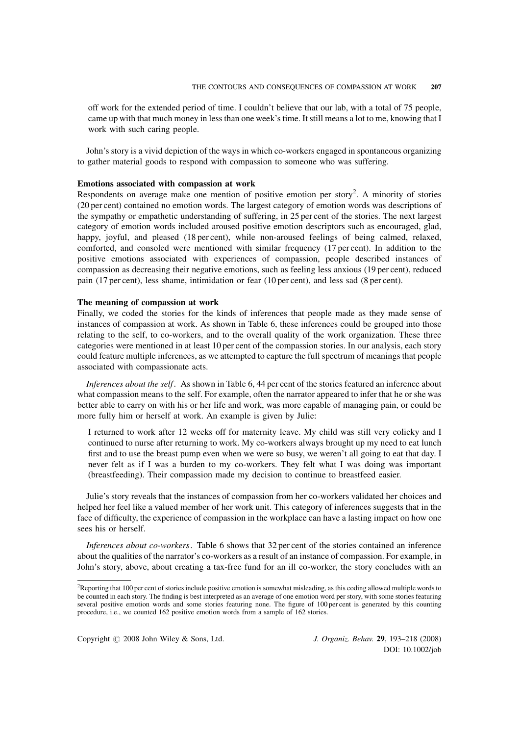off work for the extended period of time. I couldn't believe that our lab, with a total of 75 people, came up with that much money in less than one week's time. It still means a lot to me, knowing that I work with such caring people.

John's story is a vivid depiction of the ways in which co-workers engaged in spontaneous organizing to gather material goods to respond with compassion to someone who was suffering.

### Emotions associated with compassion at work

Respondents on average make one mention of positive emotion per story[2]. A minority of stories (20 per cent) contained no emotion words. The largest category of emotion words was descriptions of the sympathy or empathetic understanding of suffering, in 25 per cent of the stories. The next largest category of emotion words included aroused positive emotion descriptors such as encouraged, glad, happy, joyful, and pleased (18 per cent), while non-aroused feelings of being calmed, relaxed, comforted, and consoled were mentioned with similar frequency (17 per cent). In addition to the positive emotions associated with experiences of compassion, people described instances of compassion as decreasing their negative emotions, such as feeling less anxious (19 per cent), reduced pain (17 per cent), less shame, intimidation or fear (10 per cent), and less sad (8 per cent).

### The meaning of compassion at work

Finally, we coded the stories for the kinds of inferences that people made as they made sense of instances of compassion at work. As shown in Table 6, these inferences could be grouped into those relating to the self, to co-workers, and to the overall quality of the work organization. These three categories were mentioned in at least 10 per cent of the compassion stories. In our analysis, each story could feature multiple inferences, as we attempted to capture the full spectrum of meanings that people associated with compassionate acts.

*Inferences about the self*. As shown in Table 6, 44 per cent of the stories featured an inference about what compassion means to the self. For example, often the narrator appeared to infer that he or she was better able to carry on with his or her life and work, was more capable of managing pain, or could be more fully him or herself at work. An example is given by Julie:

I returned to work after 12 weeks off for maternity leave. My child was still very colicky and I continued to nurse after returning to work. My co-workers always brought up my need to eat lunch first and to use the breast pump even when we were so busy, we weren't all going to eat that day. I never felt as if I was a burden to my co-workers. They felt what I was doing was important (breastfeeding). Their compassion made my decision to continue to breastfeed easier.

Julie's story reveals that the instances of compassion from her co-workers validated her choices and helped her feel like a valued member of her work unit. This category of inferences suggests that in the face of difficulty, the experience of compassion in the workplace can have a lasting impact on how one sees his or herself.

*Inferences about co-workers*. Table 6 shows that 32 per cent of the stories contained an inference about the qualities of the narrator's co-workers as a result of an instance of compassion. For example, in John's story, above, about creating a tax-free fund for an ill co-worker, the story concludes with an

[2]Reporting that 100 per cent of stories include positive emotion is somewhat misleading, as this coding allowed multiple words to be counted in each story. The finding is best interpreted as an average of one emotion word per story, with some stories featuring several positive emotion words and some stories featuring none. The figure of 100 per cent is generated by this counting procedure, i.e., we counted 162 positive emotion words from a sample of 162 stories.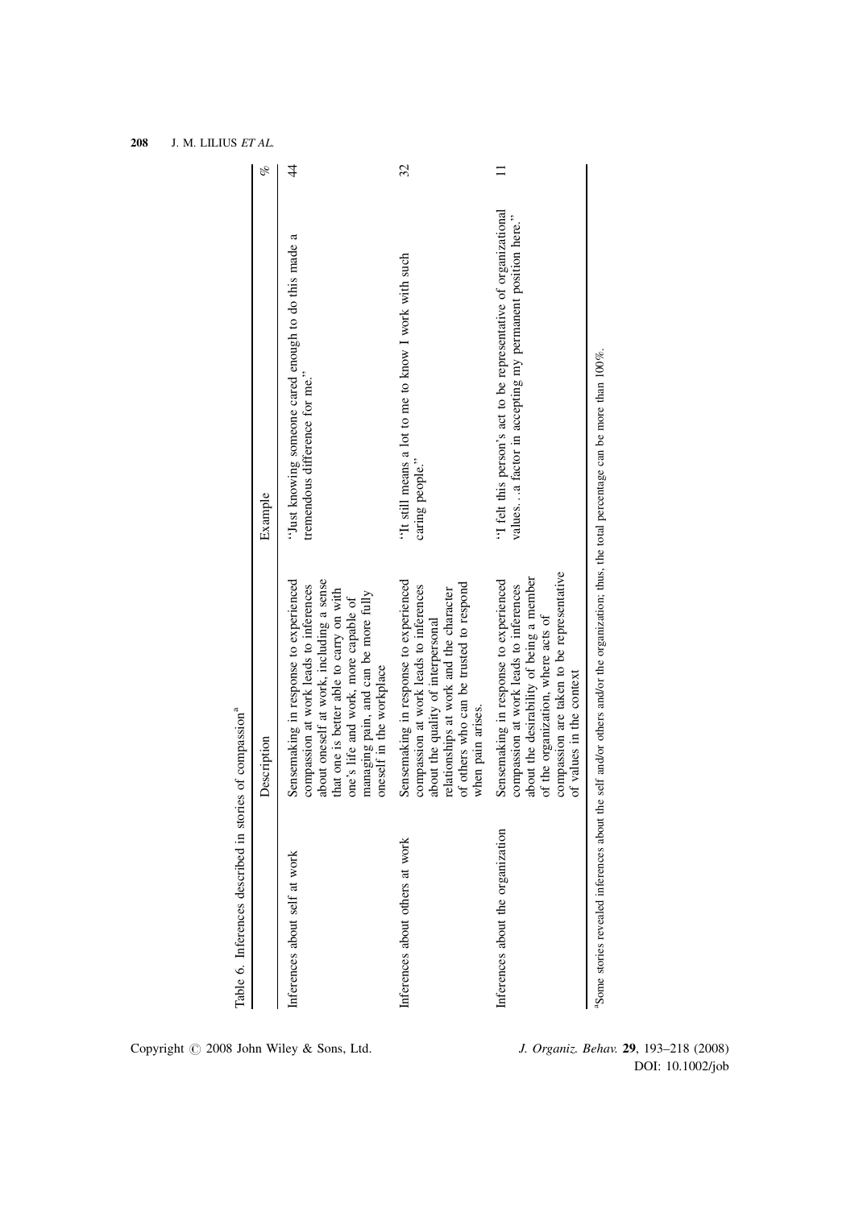Table 6. Inferences described in stories of compassion[a]

| | Description | Example | % |
|---|---|---|---|
| Inferences about self at work | Sensemaking in response to experienced compassion at work leads to inferences about oneself at work, including a sense that one is better able to carry on with one's life and work, more capable of managing pain, and can be more fully oneself in the workplace | "Just knowing someone cared enough to do this made a tremendous difference for me." | 44 |
| Inferences about others at work | Sensemaking in response to experienced compassion at work leads to inferences about the quality of interpersonal relationships at work and the character of others who can be trusted to respond when pain arises. | "It still means a lot to me to know I work with such caring people." | 32 |
| Inferences about the organization | Sensemaking in response to experienced compassion at work leads to inferences about the desirability of being a member of the organization, where acts of compassion are taken to be representative of values in the context | "I felt this person's act to be representative of organizational values…a factor in accepting my permanent position here." | 11 |

[a]Some stories revealed inferences about the self and/or others and/or the organization; thus, the total percentage can be more than 100%.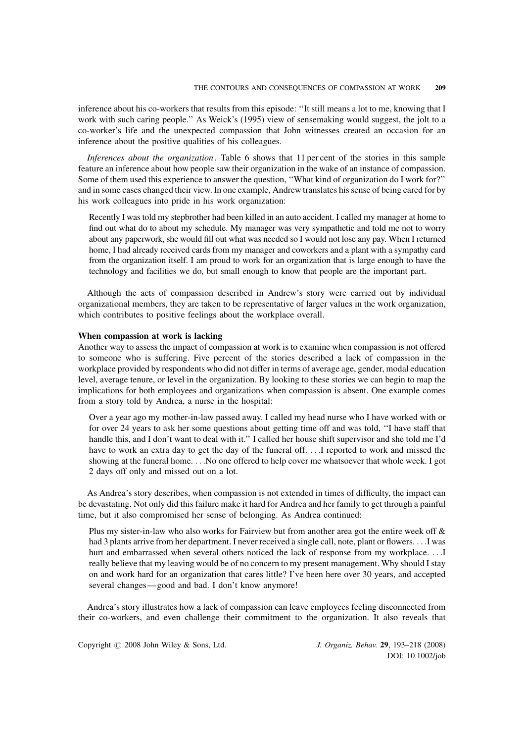inference about his co-workers that results from this episode: ''It still means a lot to me, knowing that I work with such caring people.'' As Weick's (1995) view of sensemaking would suggest, the jolt to a co-worker's life and the unexpected compassion that John witnesses created an occasion for an inference about the positive qualities of his colleagues.

*Inferences about the organization*. Table 6 shows that 11 per cent of the stories in this sample feature an inference about how people saw their organization in the wake of an instance of compassion. Some of them used this experience to answer the question, ''What kind of organization do I work for?'' and in some cases changed their view. In one example, Andrew translates his sense of being cared for by his work colleagues into pride in his work organization:

> Recently I was told my stepbrother had been killed in an auto accident. I called my manager at home to find out what do to about my schedule. My manager was very sympathetic and told me not to worry about any paperwork, she would fill out what was needed so I would not lose any pay. When I returned home, I had already received cards from my manager and coworkers and a plant with a sympathy card from the organization itself. I am proud to work for an organization that is large enough to have the technology and facilities we do, but small enough to know that people are the important part.

Although the acts of compassion described in Andrew's story were carried out by individual organizational members, they are taken to be representative of larger values in the work organization, which contributes to positive feelings about the workplace overall.

**When compassion at work is lacking**

Another way to assess the impact of compassion at work is to examine when compassion is not offered to someone who is suffering. Five percent of the stories described a lack of compassion in the workplace provided by respondents who did not differ in terms of average age, gender, modal education level, average tenure, or level in the organization. By looking to these stories we can begin to map the implications for both employees and organizations when compassion is absent. One example comes from a story told by Andrea, a nurse in the hospital:

> Over a year ago my mother-in-law passed away. I called my head nurse who I have worked with or for over 24 years to ask her some questions about getting time off and was told, ''I have staff that handle this, and I don't want to deal with it.'' I called her house shift supervisor and she told me I'd have to work an extra day to get the day of the funeral off. . . .I reported to work and missed the showing at the funeral home. . . .No one offered to help cover me whatsoever that whole week. I got 2 days off only and missed out on a lot.

As Andrea's story describes, when compassion is not extended in times of difficulty, the impact can be devastating. Not only did this failure make it hard for Andrea and her family to get through a painful time, but it also compromised her sense of belonging. As Andrea continued:

> Plus my sister-in-law who also works for Fairview but from another area got the entire week off & had 3 plants arrive from her department. I never received a single call, note, plant or flowers. . . .I was hurt and embarrassed when several others noticed the lack of response from my workplace. . . .I really believe that my leaving would be of no concern to my present management. Why should I stay on and work hard for an organization that cares little? I've been here over 30 years, and accepted several changes—good and bad. I don't know anymore!

Andrea's story illustrates how a lack of compassion can leave employees feeling disconnected from their co-workers, and even challenge their commitment to the organization. It also reveals that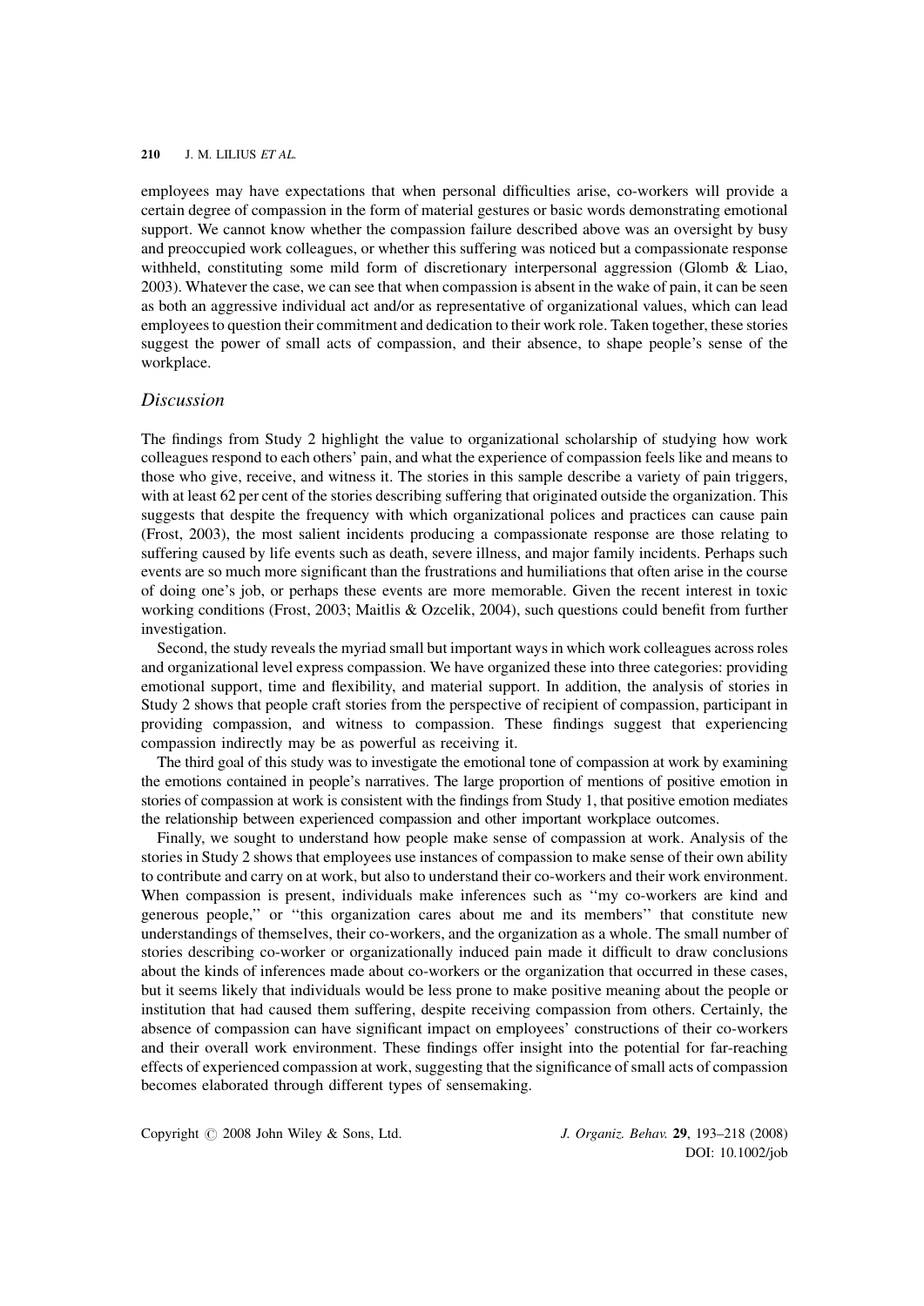employees may have expectations that when personal difficulties arise, co-workers will provide a certain degree of compassion in the form of material gestures or basic words demonstrating emotional support. We cannot know whether the compassion failure described above was an oversight by busy and preoccupied work colleagues, or whether this suffering was noticed but a compassionate response withheld, constituting some mild form of discretionary interpersonal aggression (Glomb & Liao, 2003). Whatever the case, we can see that when compassion is absent in the wake of pain, it can be seen as both an aggressive individual act and/or as representative of organizational values, which can lead employees to question their commitment and dedication to their work role. Taken together, these stories suggest the power of small acts of compassion, and their absence, to shape people's sense of the workplace.

## *Discussion*

The findings from Study 2 highlight the value to organizational scholarship of studying how work colleagues respond to each others' pain, and what the experience of compassion feels like and means to those who give, receive, and witness it. The stories in this sample describe a variety of pain triggers, with at least 62 per cent of the stories describing suffering that originated outside the organization. This suggests that despite the frequency with which organizational polices and practices can cause pain (Frost, 2003), the most salient incidents producing a compassionate response are those relating to suffering caused by life events such as death, severe illness, and major family incidents. Perhaps such events are so much more significant than the frustrations and humiliations that often arise in the course of doing one's job, or perhaps these events are more memorable. Given the recent interest in toxic working conditions (Frost, 2003; Maitlis & Ozcelik, 2004), such questions could benefit from further investigation.

Second, the study reveals the myriad small but important ways in which work colleagues across roles and organizational level express compassion. We have organized these into three categories: providing emotional support, time and flexibility, and material support. In addition, the analysis of stories in Study 2 shows that people craft stories from the perspective of recipient of compassion, participant in providing compassion, and witness to compassion. These findings suggest that experiencing compassion indirectly may be as powerful as receiving it.

The third goal of this study was to investigate the emotional tone of compassion at work by examining the emotions contained in people's narratives. The large proportion of mentions of positive emotion in stories of compassion at work is consistent with the findings from Study 1, that positive emotion mediates the relationship between experienced compassion and other important workplace outcomes.

Finally, we sought to understand how people make sense of compassion at work. Analysis of the stories in Study 2 shows that employees use instances of compassion to make sense of their own ability to contribute and carry on at work, but also to understand their co-workers and their work environment. When compassion is present, individuals make inferences such as "my co-workers are kind and generous people," or "this organization cares about me and its members" that constitute new understandings of themselves, their co-workers, and the organization as a whole. The small number of stories describing co-worker or organizationally induced pain made it difficult to draw conclusions about the kinds of inferences made about co-workers or the organization that occurred in these cases, but it seems likely that individuals would be less prone to make positive meaning about the people or institution that had caused them suffering, despite receiving compassion from others. Certainly, the absence of compassion can have significant impact on employees' constructions of their co-workers and their overall work environment. These findings offer insight into the potential for far-reaching effects of experienced compassion at work, suggesting that the significance of small acts of compassion becomes elaborated through different types of sensemaking.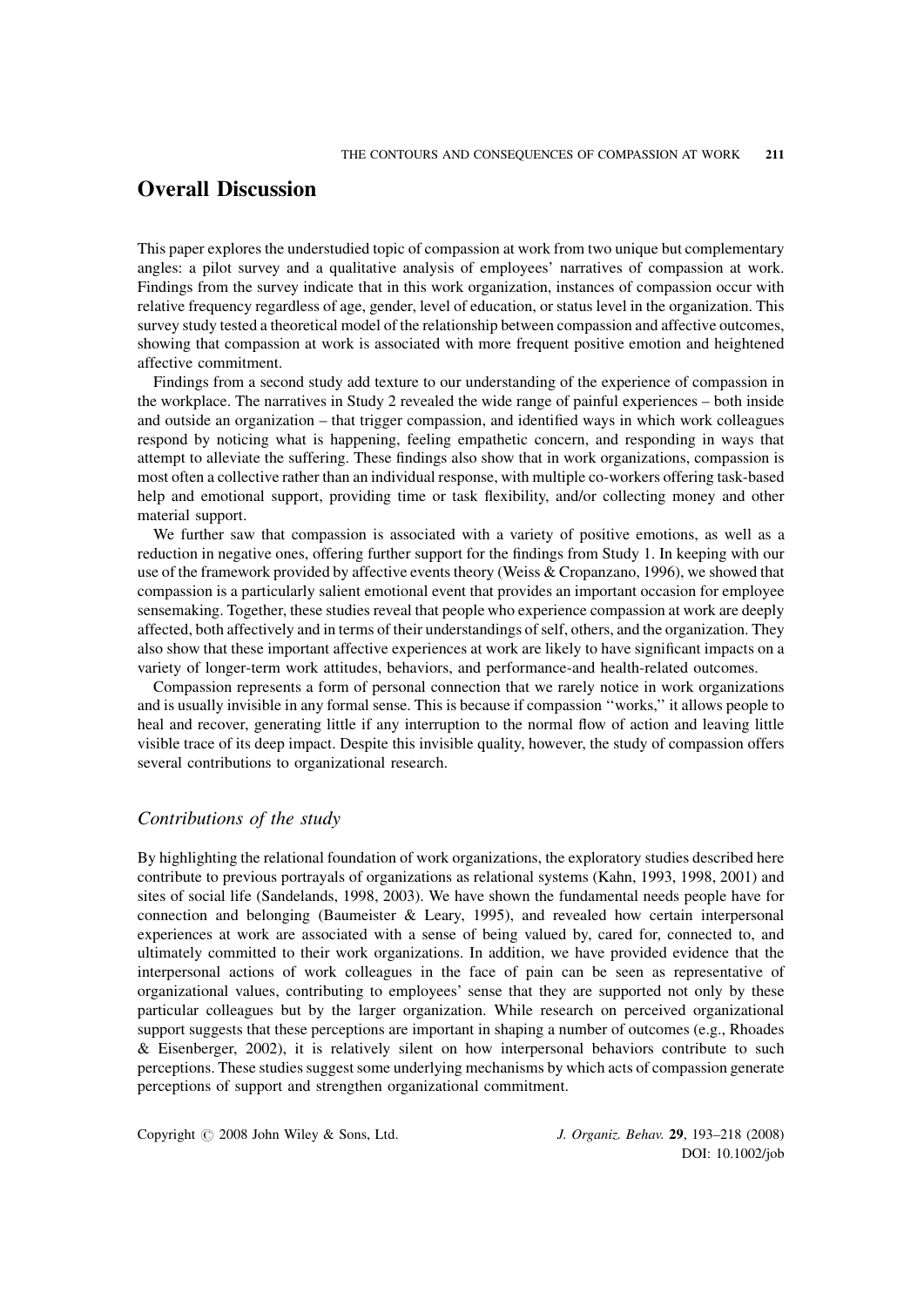# Overall Discussion

This paper explores the understudied topic of compassion at work from two unique but complementary angles: a pilot survey and a qualitative analysis of employees' narratives of compassion at work. Findings from the survey indicate that in this work organization, instances of compassion occur with relative frequency regardless of age, gender, level of education, or status level in the organization. This survey study tested a theoretical model of the relationship between compassion and affective outcomes, showing that compassion at work is associated with more frequent positive emotion and heightened affective commitment.

Findings from a second study add texture to our understanding of the experience of compassion in the workplace. The narratives in Study 2 revealed the wide range of painful experiences – both inside and outside an organization – that trigger compassion, and identified ways in which work colleagues respond by noticing what is happening, feeling empathetic concern, and responding in ways that attempt to alleviate the suffering. These findings also show that in work organizations, compassion is most often a collective rather than an individual response, with multiple co-workers offering task-based help and emotional support, providing time or task flexibility, and/or collecting money and other material support.

We further saw that compassion is associated with a variety of positive emotions, as well as a reduction in negative ones, offering further support for the findings from Study 1. In keeping with our use of the framework provided by affective events theory (Weiss & Cropanzano, 1996), we showed that compassion is a particularly salient emotional event that provides an important occasion for employee sensemaking. Together, these studies reveal that people who experience compassion at work are deeply affected, both affectively and in terms of their understandings of self, others, and the organization. They also show that these important affective experiences at work are likely to have significant impacts on a variety of longer-term work attitudes, behaviors, and performance-and health-related outcomes.

Compassion represents a form of personal connection that we rarely notice in work organizations and is usually invisible in any formal sense. This is because if compassion ''works,'' it allows people to heal and recover, generating little if any interruption to the normal flow of action and leaving little visible trace of its deep impact. Despite this invisible quality, however, the study of compassion offers several contributions to organizational research.

## *Contributions of the study*

By highlighting the relational foundation of work organizations, the exploratory studies described here contribute to previous portrayals of organizations as relational systems (Kahn, 1993, 1998, 2001) and sites of social life (Sandelands, 1998, 2003). We have shown the fundamental needs people have for connection and belonging (Baumeister & Leary, 1995), and revealed how certain interpersonal experiences at work are associated with a sense of being valued by, cared for, connected to, and ultimately committed to their work organizations. In addition, we have provided evidence that the interpersonal actions of work colleagues in the face of pain can be seen as representative of organizational values, contributing to employees' sense that they are supported not only by these particular colleagues but by the larger organization. While research on perceived organizational support suggests that these perceptions are important in shaping a number of outcomes (e.g., Rhoades & Eisenberger, 2002), it is relatively silent on how interpersonal behaviors contribute to such perceptions. These studies suggest some underlying mechanisms by which acts of compassion generate perceptions of support and strengthen organizational commitment.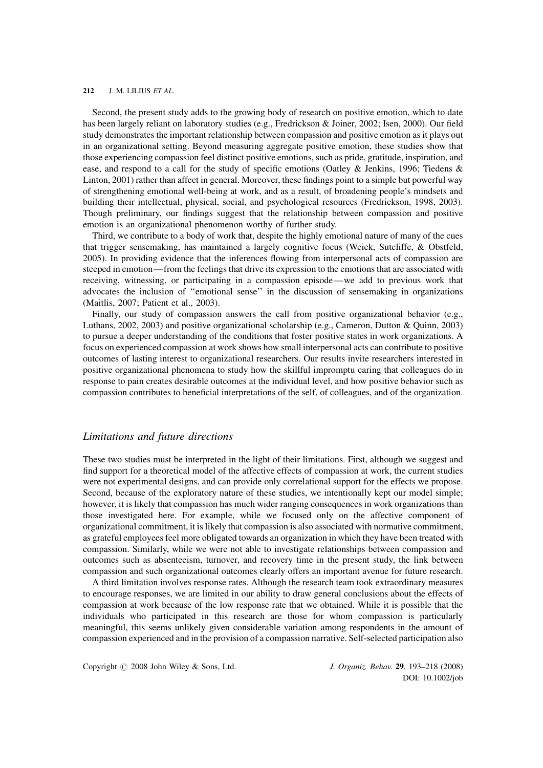Second, the present study adds to the growing body of research on positive emotion, which to date has been largely reliant on laboratory studies (e.g., Fredrickson & Joiner, 2002; Isen, 2000). Our field study demonstrates the important relationship between compassion and positive emotion as it plays out in an organizational setting. Beyond measuring aggregate positive emotion, these studies show that those experiencing compassion feel distinct positive emotions, such as pride, gratitude, inspiration, and ease, and respond to a call for the study of specific emotions (Oatley & Jenkins, 1996; Tiedens & Linton, 2001) rather than affect in general. Moreover, these findings point to a simple but powerful way of strengthening emotional well-being at work, and as a result, of broadening people's mindsets and building their intellectual, physical, social, and psychological resources (Fredrickson, 1998, 2003). Though preliminary, our findings suggest that the relationship between compassion and positive emotion is an organizational phenomenon worthy of further study.

Third, we contribute to a body of work that, despite the highly emotional nature of many of the cues that trigger sensemaking, has maintained a largely cognitive focus (Weick, Sutcliffe, & Obstfeld, 2005). In providing evidence that the inferences flowing from interpersonal acts of compassion are steeped in emotion—from the feelings that drive its expression to the emotions that are associated with receiving, witnessing, or participating in a compassion episode—we add to previous work that advocates the inclusion of "emotional sense" in the discussion of sensemaking in organizations (Maitlis, 2007; Patient et al., 2003).

Finally, our study of compassion answers the call from positive organizational behavior (e.g., Luthans, 2002, 2003) and positive organizational scholarship (e.g., Cameron, Dutton & Quinn, 2003) to pursue a deeper understanding of the conditions that foster positive states in work organizations. A focus on experienced compassion at work shows how small interpersonal acts can contribute to positive outcomes of lasting interest to organizational researchers. Our results invite researchers interested in positive organizational phenomena to study how the skillful impromptu caring that colleagues do in response to pain creates desirable outcomes at the individual level, and how positive behavior such as compassion contributes to beneficial interpretations of the self, of colleagues, and of the organization.

## *Limitations and future directions*

These two studies must be interpreted in the light of their limitations. First, although we suggest and find support for a theoretical model of the affective effects of compassion at work, the current studies were not experimental designs, and can provide only correlational support for the effects we propose. Second, because of the exploratory nature of these studies, we intentionally kept our model simple; however, it is likely that compassion has much wider ranging consequences in work organizations than those investigated here. For example, while we focused only on the affective component of organizational commitment, it is likely that compassion is also associated with normative commitment, as grateful employees feel more obligated towards an organization in which they have been treated with compassion. Similarly, while we were not able to investigate relationships between compassion and outcomes such as absenteeism, turnover, and recovery time in the present study, the link between compassion and such organizational outcomes clearly offers an important avenue for future research.

A third limitation involves response rates. Although the research team took extraordinary measures to encourage responses, we are limited in our ability to draw general conclusions about the effects of compassion at work because of the low response rate that we obtained. While it is possible that the individuals who participated in this research are those for whom compassion is particularly meaningful, this seems unlikely given considerable variation among respondents in the amount of compassion experienced and in the provision of a compassion narrative. Self-selected participation also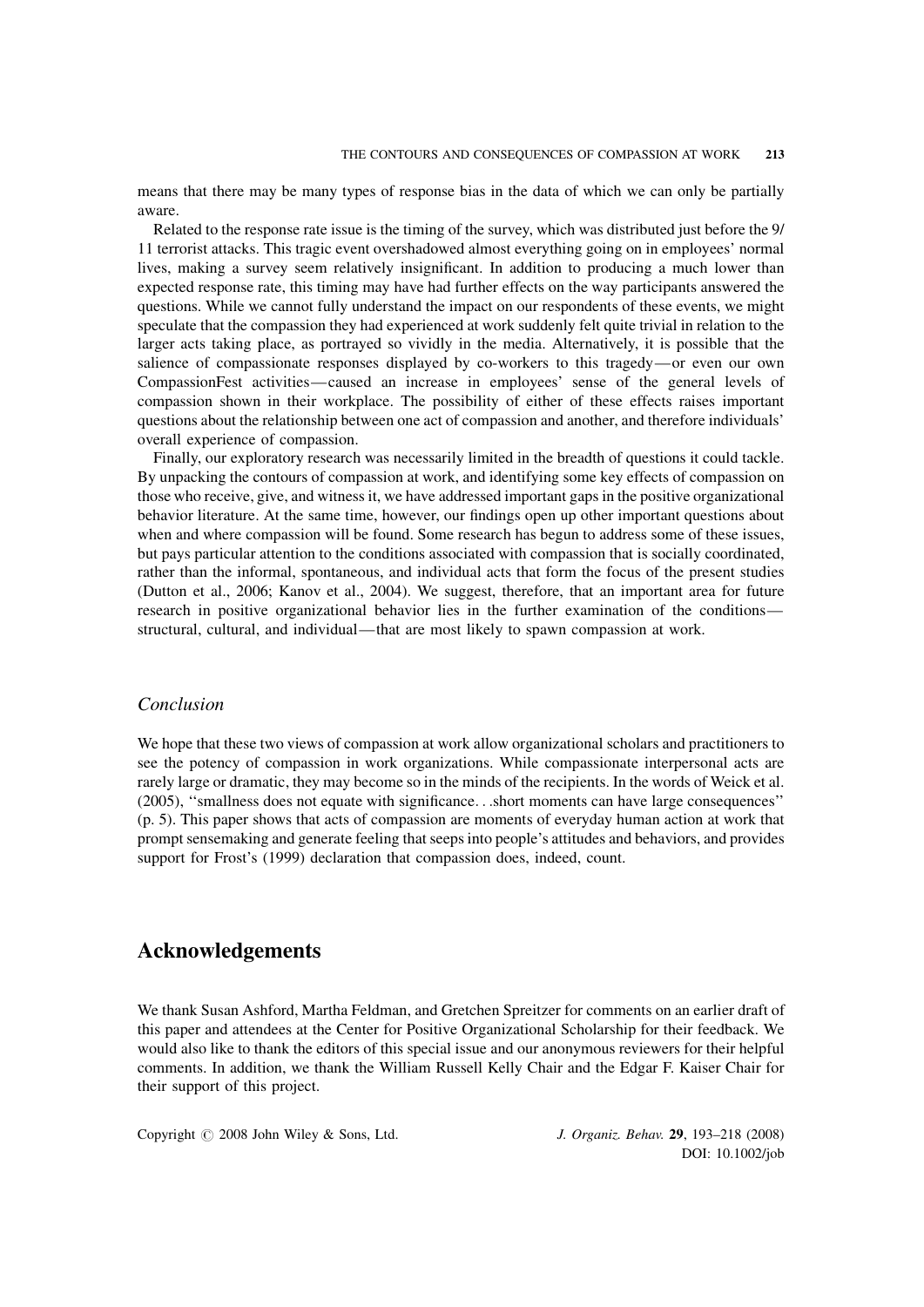means that there may be many types of response bias in the data of which we can only be partially aware.

Related to the response rate issue is the timing of the survey, which was distributed just before the 9/11 terrorist attacks. This tragic event overshadowed almost everything going on in employees' normal lives, making a survey seem relatively insignificant. In addition to producing a much lower than expected response rate, this timing may have had further effects on the way participants answered the questions. While we cannot fully understand the impact on our respondents of these events, we might speculate that the compassion they had experienced at work suddenly felt quite trivial in relation to the larger acts taking place, as portrayed so vividly in the media. Alternatively, it is possible that the salience of compassionate responses displayed by co-workers to this tragedy—or even our own CompassionFest activities—caused an increase in employees' sense of the general levels of compassion shown in their workplace. The possibility of either of these effects raises important questions about the relationship between one act of compassion and another, and therefore individuals' overall experience of compassion.

Finally, our exploratory research was necessarily limited in the breadth of questions it could tackle. By unpacking the contours of compassion at work, and identifying some key effects of compassion on those who receive, give, and witness it, we have addressed important gaps in the positive organizational behavior literature. At the same time, however, our findings open up other important questions about when and where compassion will be found. Some research has begun to address some of these issues, but pays particular attention to the conditions associated with compassion that is socially coordinated, rather than the informal, spontaneous, and individual acts that form the focus of the present studies (Dutton et al., 2006; Kanov et al., 2004). We suggest, therefore, that an important area for future research in positive organizational behavior lies in the further examination of the conditions—structural, cultural, and individual—that are most likely to spawn compassion at work.

### *Conclusion*

We hope that these two views of compassion at work allow organizational scholars and practitioners to see the potency of compassion in work organizations. While compassionate interpersonal acts are rarely large or dramatic, they may become so in the minds of the recipients. In the words of Weick et al. (2005), ''smallness does not equate with significance. . .short moments can have large consequences'' (p. 5). This paper shows that acts of compassion are moments of everyday human action at work that prompt sensemaking and generate feeling that seeps into people's attitudes and behaviors, and provides support for Frost's (1999) declaration that compassion does, indeed, count.

## Acknowledgements

We thank Susan Ashford, Martha Feldman, and Gretchen Spreitzer for comments on an earlier draft of this paper and attendees at the Center for Positive Organizational Scholarship for their feedback. We would also like to thank the editors of this special issue and our anonymous reviewers for their helpful comments. In addition, we thank the William Russell Kelly Chair and the Edgar F. Kaiser Chair for their support of this project.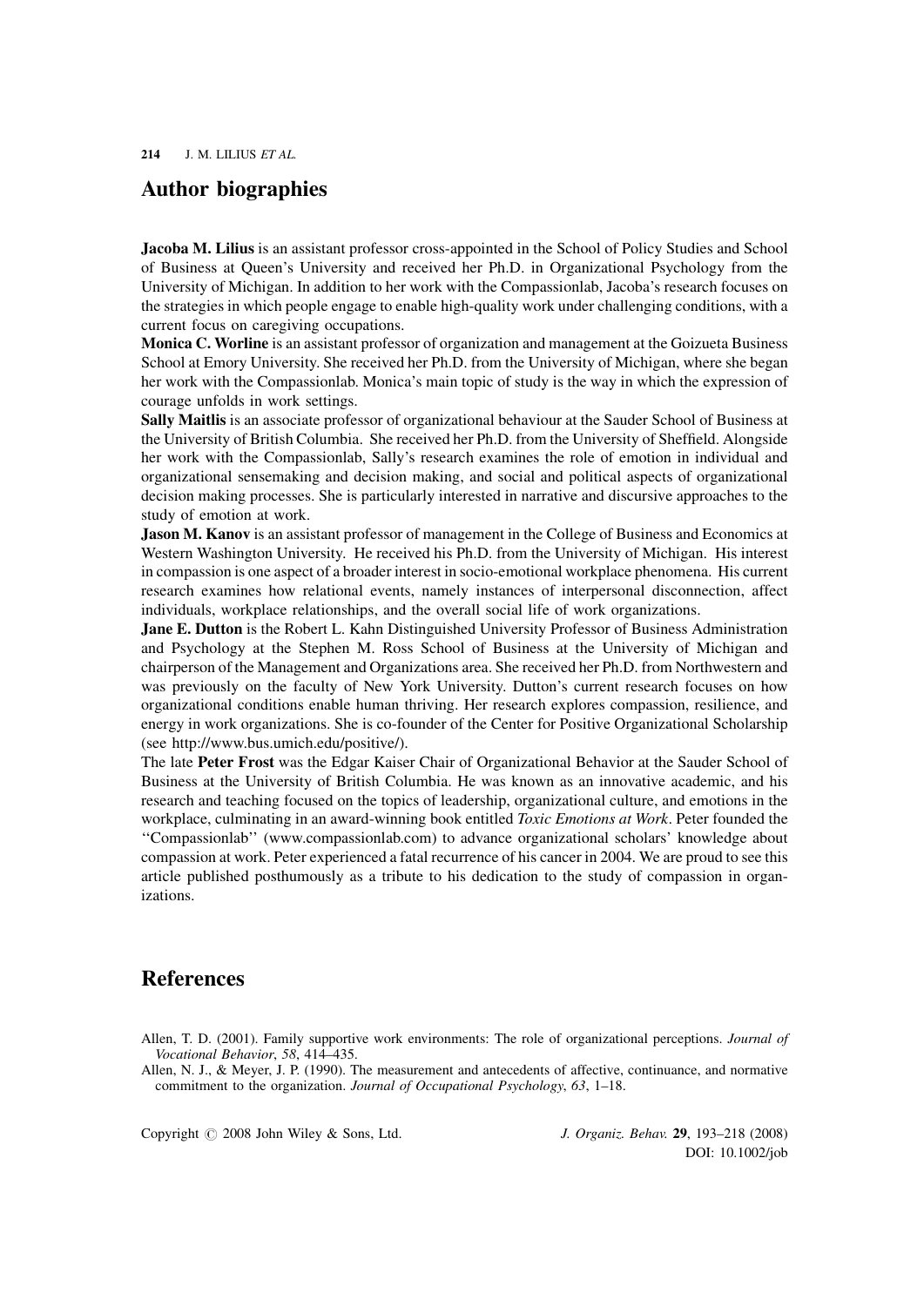## Author biographies

**Jacoba M. Lilius** is an assistant professor cross-appointed in the School of Policy Studies and School of Business at Queen's University and received her Ph.D. in Organizational Psychology from the University of Michigan. In addition to her work with the Compassionlab, Jacoba's research focuses on the strategies in which people engage to enable high-quality work under challenging conditions, with a current focus on caregiving occupations.

**Monica C. Worline** is an assistant professor of organization and management at the Goizueta Business School at Emory University. She received her Ph.D. from the University of Michigan, where she began her work with the Compassionlab. Monica's main topic of study is the way in which the expression of courage unfolds in work settings.

**Sally Maitlis** is an associate professor of organizational behaviour at the Sauder School of Business at the University of British Columbia. She received her Ph.D. from the University of Sheffield. Alongside her work with the Compassionlab, Sally's research examines the role of emotion in individual and organizational sensemaking and decision making, and social and political aspects of organizational decision making processes. She is particularly interested in narrative and discursive approaches to the study of emotion at work.

**Jason M. Kanov** is an assistant professor of management in the College of Business and Economics at Western Washington University. He received his Ph.D. from the University of Michigan. His interest in compassion is one aspect of a broader interest in socio-emotional workplace phenomena. His current research examines how relational events, namely instances of interpersonal disconnection, affect individuals, workplace relationships, and the overall social life of work organizations.

**Jane E. Dutton** is the Robert L. Kahn Distinguished University Professor of Business Administration and Psychology at the Stephen M. Ross School of Business at the University of Michigan and chairperson of the Management and Organizations area. She received her Ph.D. from Northwestern and was previously on the faculty of New York University. Dutton's current research focuses on how organizational conditions enable human thriving. Her research explores compassion, resilience, and energy in work organizations. She is co-founder of the Center for Positive Organizational Scholarship (see http://www.bus.umich.edu/positive/).

The late **Peter Frost** was the Edgar Kaiser Chair of Organizational Behavior at the Sauder School of Business at the University of British Columbia. He was known as an innovative academic, and his research and teaching focused on the topics of leadership, organizational culture, and emotions in the workplace, culminating in an award-winning book entitled *Toxic Emotions at Work*. Peter founded the "Compassionlab" (www.compassionlab.com) to advance organizational scholars' knowledge about compassion at work. Peter experienced a fatal recurrence of his cancer in 2004. We are proud to see this article published posthumously as a tribute to his dedication to the study of compassion in organizations.

## References

Allen, T. D. (2001). Family supportive work environments: The role of organizational perceptions. *Journal of Vocational Behavior*, *58*, 414–435.

Allen, N. J., & Meyer, J. P. (1990). The measurement and antecedents of affective, continuance, and normative commitment to the organization. *Journal of Occupational Psychology*, *63*, 1–18.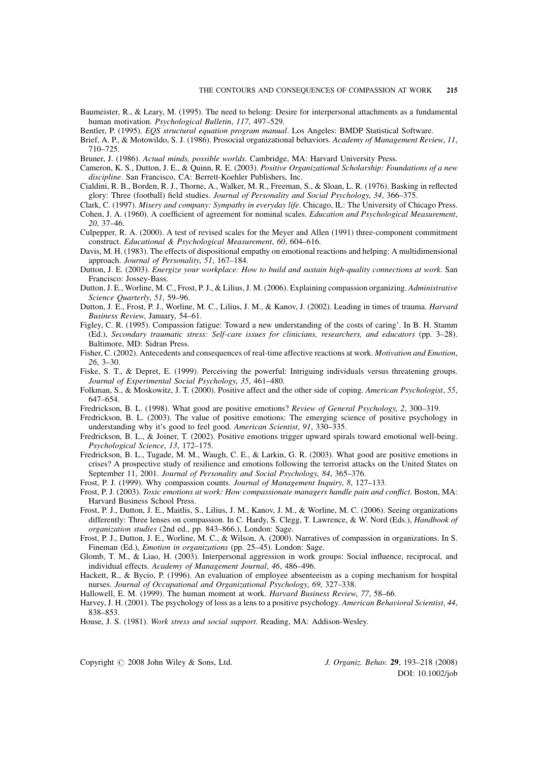Baumeister, R., & Leary, M. (1995). The need to belong: Desire for interpersonal attachments as a fundamental human motivation. *Psychological Bulletin*, *117*, 497–529.

Bentler, P. (1995). *EQS structural equation program manual*. Los Angeles: BMDP Statistical Software.

Brief, A. P., & Motowildo, S. J. (1986). Prosocial organizational behaviors. *Academy of Management Review*, *11*, 710–725.

Bruner, J. (1986). *Actual minds, possible worlds*. Cambridge, MA: Harvard University Press.

Cameron, K. S., Dutton, J. E., & Quinn, R. E. (2003). *Positive Organizational Scholarship: Foundations of a new discipline*. San Francisco, CA: Berrett-Koehler Publishers, Inc.

Cialdini, R. B., Borden, R. J., Thorne, A., Walker, M. R., Freeman, S., & Sloan, L. R. (1976). Basking in reflected glory: Three (football) field studies. *Journal of Personality and Social Psychology*, *34*, 366–375.

Clark, C. (1997). *Misery and company: Sympathy in everyday life*. Chicago, IL: The University of Chicago Press.

Cohen, J. A. (1960). A coefficient of agreement for nominal scales. *Education and Psychological Measurement*, *20*, 37–46.

Culpepper, R. A. (2000). A test of revised scales for the Meyer and Allen (1991) three-component commitment construct. *Educational & Psychological Measurement*, *60*, 604–616.

Davis, M. H. (1983). The effects of dispositional empathy on emotional reactions and helping: A multidimensional approach. *Journal of Personality*, *51*, 167–184.

Dutton, J. E. (2003). *Energize your workplace: How to build and sustain high-quality connections at work*. San Francisco: Jossey-Bass.

Dutton, J. E., Worline, M. C., Frost, P. J., & Lilius, J. M. (2006). Explaining compassion organizing. *Administrative Science Quarterly*, *51*, 59–96.

Dutton, J. E., Frost, P. J., Worline, M. C., Lilius, J. M., & Kanov, J. (2002). Leading in times of trauma. *Harvard Business Review*, January, 54–61.

Figley, C. R. (1995). Compassion fatigue: Toward a new understanding of the costs of caring'. In B. H. Stamm (Ed.), *Secondary traumatic stress: Self-care issues for clinicians, researchers, and educators* (pp. 3–28). Baltimore, MD: Sidran Press.

Fisher, C. (2002). Antecedents and consequences of real-time affective reactions at work. *Motivation and Emotion*, *26*, 3–30.

Fiske, S. T., & Depret, E. (1999). Perceiving the powerful: Intriguing individuals versus threatening groups. *Journal of Experimental Social Psychology*, *35*, 461–480.

Folkman, S., & Moskowitz, J. T. (2000). Positive affect and the other side of coping. *American Psychologist*, *55*, 647–654.

Fredrickson, B. L. (1998). What good are positive emotions? *Review of General Psychology*, *2*, 300–319.

Fredrickson, B. L. (2003). The value of positive emotions: The emerging science of positive psychology in understanding why it's good to feel good. *American Scientist*, *91*, 330–335.

Fredrickson, B. L., & Joiner, T. (2002). Positive emotions trigger upward spirals toward emotional well-being. *Psychological Science*, *13*, 172–175.

Fredrickson, B. L., Tugade, M. M., Waugh, C. E., & Larkin, G. R. (2003). What good are positive emotions in crises? A prospective study of resilience and emotions following the terrorist attacks on the United States on September 11, 2001. *Journal of Personality and Social Psychology*, *84*, 365–376.

Frost, P. J. (1999). Why compassion counts. *Journal of Management Inquiry*, *8*, 127–133.

Frost, P. J. (2003). *Toxic emotions at work: How compassionate managers handle pain and conflict*. Boston, MA: Harvard Business School Press.

Frost, P. J., Dutton, J. E., Maitlis, S., Lilius, J. M., Kanov, J. M., & Worline, M. C. (2006). Seeing organizations differently: Three lenses on compassion. In C. Hardy, S. Clegg, T. Lawrence, & W. Nord (Eds.), *Handbook of organization studies* (2nd ed., pp. 843–866.), London: Sage.

Frost, P. J., Dutton, J. E., Worline, M. C., & Wilson, A. (2000). Narratives of compassion in organizations. In S. Fineman (Ed.), *Emotion in organizations* (pp. 25–45). London: Sage.

Glomb, T. M., & Liao, H. (2003). Interpersonal aggression in work groups: Social influence, reciprocal, and individual effects. *Academy of Management Journal*, *46*, 486–496.

Hackett, R., & Bycio, P. (1996). An evaluation of employee absenteeism as a coping mechanism for hospital nurses. *Journal of Occupational and Organizational Psychology*, *69*, 327–338.

Hallowell, E. M. (1999). The human moment at work. *Harvard Business Review*, *77*, 58–66.

Harvey, J. H. (2001). The psychology of loss as a lens to a positive psychology. *American Behavioral Scientist*, *44*, 838–853.

House, J. S. (1981). *Work stress and social support*. Reading, MA: Addison-Wesley.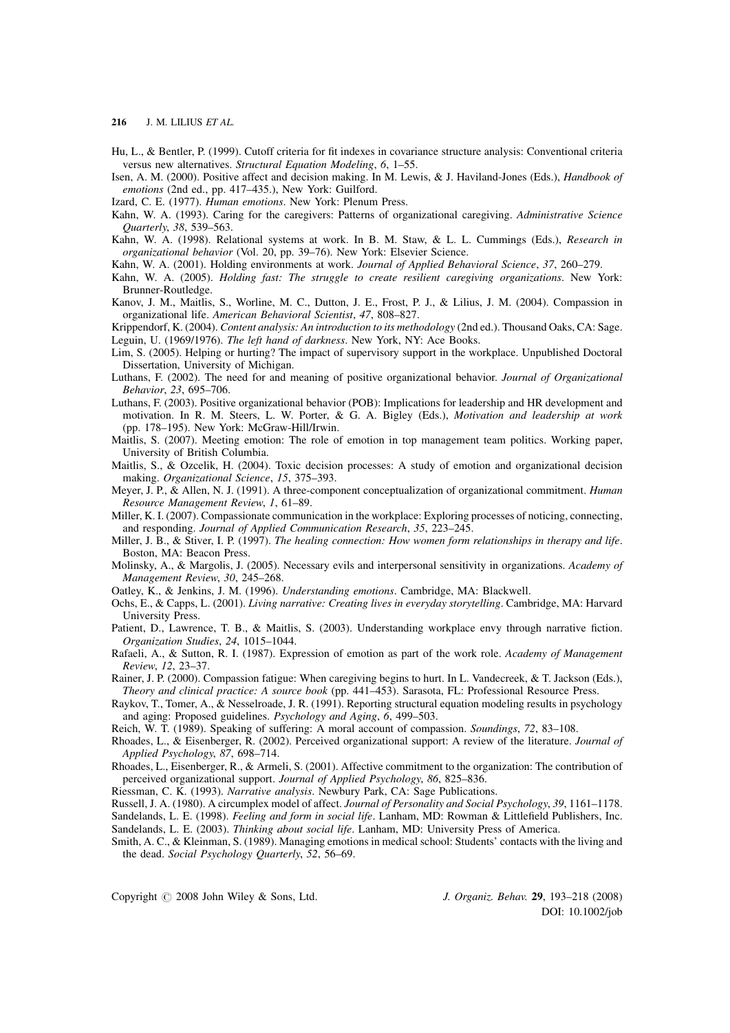Hu, L., & Bentler, P. (1999). Cutoff criteria for fit indexes in covariance structure analysis: Conventional criteria versus new alternatives. *Structural Equation Modeling*, *6*, 1–55.

Isen, A. M. (2000). Positive affect and decision making. In M. Lewis, & J. Haviland-Jones (Eds.), *Handbook of emotions* (2nd ed., pp. 417–435.), New York: Guilford.

Izard, C. E. (1977). *Human emotions*. New York: Plenum Press.

Kahn, W. A. (1993). Caring for the caregivers: Patterns of organizational caregiving. *Administrative Science Quarterly*, *38*, 539–563.

Kahn, W. A. (1998). Relational systems at work. In B. M. Staw, & L. L. Cummings (Eds.), *Research in organizational behavior* (Vol. 20, pp. 39–76). New York: Elsevier Science.

Kahn, W. A. (2001). Holding environments at work. *Journal of Applied Behavioral Science*, *37*, 260–279.

Kahn, W. A. (2005). *Holding fast: The struggle to create resilient caregiving organizations*. New York: Brunner-Routledge.

Kanov, J. M., Maitlis, S., Worline, M. C., Dutton, J. E., Frost, P. J., & Lilius, J. M. (2004). Compassion in organizational life. *American Behavioral Scientist*, *47*, 808–827.

Krippendorf, K. (2004). *Content analysis: An introduction to its methodology* (2nd ed.). Thousand Oaks, CA: Sage.

Leguin, U. (1969/1976). *The left hand of darkness*. New York, NY: Ace Books.

Lim, S. (2005). Helping or hurting? The impact of supervisory support in the workplace. Unpublished Doctoral Dissertation, University of Michigan.

Luthans, F. (2002). The need for and meaning of positive organizational behavior. *Journal of Organizational Behavior*, *23*, 695–706.

Luthans, F. (2003). Positive organizational behavior (POB): Implications for leadership and HR development and motivation. In R. M. Steers, L. W. Porter, & G. A. Bigley (Eds.), *Motivation and leadership at work* (pp. 178–195). New York: McGraw-Hill/Irwin.

Maitlis, S. (2007). Meeting emotion: The role of emotion in top management team politics. Working paper, University of British Columbia.

Maitlis, S., & Ozcelik, H. (2004). Toxic decision processes: A study of emotion and organizational decision making. *Organizational Science*, *15*, 375–393.

Meyer, J. P., & Allen, N. J. (1991). A three-component conceptualization of organizational commitment. *Human Resource Management Review*, *1*, 61–89.

Miller, K. I. (2007). Compassionate communication in the workplace: Exploring processes of noticing, connecting, and responding. *Journal of Applied Communication Research*, *35*, 223–245.

Miller, J. B., & Stiver, I. P. (1997). *The healing connection: How women form relationships in therapy and life*. Boston, MA: Beacon Press.

Molinsky, A., & Margolis, J. (2005). Necessary evils and interpersonal sensitivity in organizations. *Academy of Management Review*, *30*, 245–268.

Oatley, K., & Jenkins, J. M. (1996). *Understanding emotions*. Cambridge, MA: Blackwell.

Ochs, E., & Capps, L. (2001). *Living narrative: Creating lives in everyday storytelling*. Cambridge, MA: Harvard University Press.

Patient, D., Lawrence, T. B., & Maitlis, S. (2003). Understanding workplace envy through narrative fiction. *Organization Studies*, *24*, 1015–1044.

Rafaeli, A., & Sutton, R. I. (1987). Expression of emotion as part of the work role. *Academy of Management Review*, *12*, 23–37.

Rainer, J. P. (2000). Compassion fatigue: When caregiving begins to hurt. In L. Vandecreek, & T. Jackson (Eds.), *Theory and clinical practice: A source book* (pp. 441–453). Sarasota, FL: Professional Resource Press.

Raykov, T., Tomer, A., & Nesselroade, J. R. (1991). Reporting structural equation modeling results in psychology and aging: Proposed guidelines. *Psychology and Aging*, *6*, 499–503.

Reich, W. T. (1989). Speaking of suffering: A moral account of compassion. *Soundings*, *72*, 83–108.

Rhoades, L., & Eisenberger, R. (2002). Perceived organizational support: A review of the literature. *Journal of Applied Psychology*, *87*, 698–714.

Rhoades, L., Eisenberger, R., & Armeli, S. (2001). Affective commitment to the organization: The contribution of perceived organizational support. *Journal of Applied Psychology*, *86*, 825–836.

Riessman, C. K. (1993). *Narrative analysis*. Newbury Park, CA: Sage Publications.

Russell, J. A. (1980). A circumplex model of affect. *Journal of Personality and Social Psychology*, *39*, 1161–1178.

Sandelands, L. E. (1998). *Feeling and form in social life*. Lanham, MD: Rowman & Littlefield Publishers, Inc.

Sandelands, L. E. (2003). *Thinking about social life*. Lanham, MD: University Press of America.

Smith, A. C., & Kleinman, S. (1989). Managing emotions in medical school: Students' contacts with the living and the dead. *Social Psychology Quarterly*, *52*, 56–69.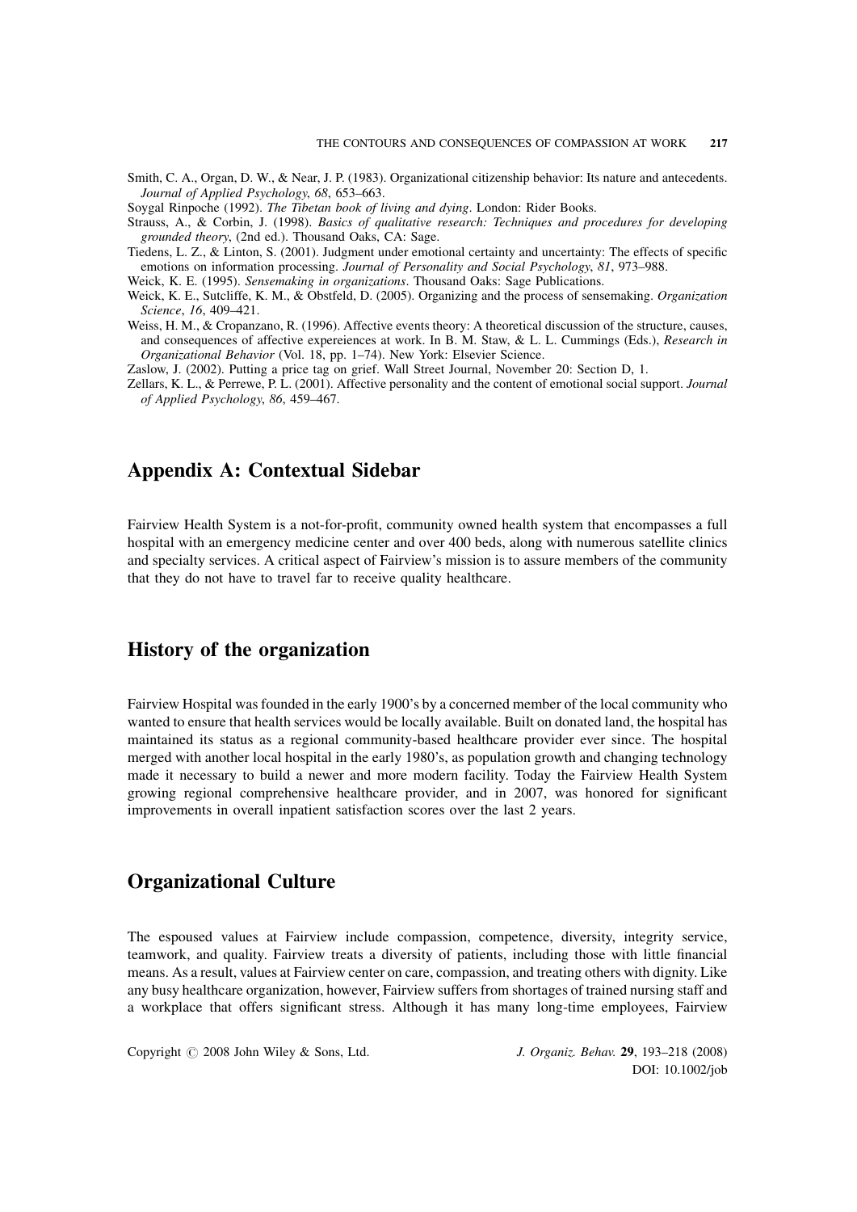Smith, C. A., Organ, D. W., & Near, J. P. (1983). Organizational citizenship behavior: Its nature and antecedents. *Journal of Applied Psychology*, *68*, 653–663.

Soygal Rinpoche (1992). *The Tibetan book of living and dying*. London: Rider Books.

Strauss, A., & Corbin, J. (1998). *Basics of qualitative research: Techniques and procedures for developing grounded theory*, (2nd ed.). Thousand Oaks, CA: Sage.

Tiedens, L. Z., & Linton, S. (2001). Judgment under emotional certainty and uncertainty: The effects of specific emotions on information processing. *Journal of Personality and Social Psychology*, *81*, 973–988.

Weick, K. E. (1995). *Sensemaking in organizations*. Thousand Oaks: Sage Publications.

Weick, K. E., Sutcliffe, K. M., & Obstfeld, D. (2005). Organizing and the process of sensemaking. *Organization Science*, *16*, 409–421.

Weiss, H. M., & Cropanzano, R. (1996). Affective events theory: A theoretical discussion of the structure, causes, and consequences of affective expereiences at work. In B. M. Staw, & L. L. Cummings (Eds.), *Research in Organizational Behavior* (Vol. 18, pp. 1–74). New York: Elsevier Science.

Zaslow, J. (2002). Putting a price tag on grief. Wall Street Journal, November 20: Section D, 1.

Zellars, K. L., & Perrewe, P. L. (2001). Affective personality and the content of emotional social support. *Journal of Applied Psychology*, *86*, 459–467.

## Appendix A: Contextual Sidebar

Fairview Health System is a not-for-profit, community owned health system that encompasses a full hospital with an emergency medicine center and over 400 beds, along with numerous satellite clinics and specialty services. A critical aspect of Fairview's mission is to assure members of the community that they do not have to travel far to receive quality healthcare.

## History of the organization

Fairview Hospital was founded in the early 1900's by a concerned member of the local community who wanted to ensure that health services would be locally available. Built on donated land, the hospital has maintained its status as a regional community-based healthcare provider ever since. The hospital merged with another local hospital in the early 1980's, as population growth and changing technology made it necessary to build a newer and more modern facility. Today the Fairview Health System growing regional comprehensive healthcare provider, and in 2007, was honored for significant improvements in overall inpatient satisfaction scores over the last 2 years.

## Organizational Culture

The espoused values at Fairview include compassion, competence, diversity, integrity service, teamwork, and quality. Fairview treats a diversity of patients, including those with little financial means. As a result, values at Fairview center on care, compassion, and treating others with dignity. Like any busy healthcare organization, however, Fairview suffers from shortages of trained nursing staff and a workplace that offers significant stress. Although it has many long-time employees, Fairview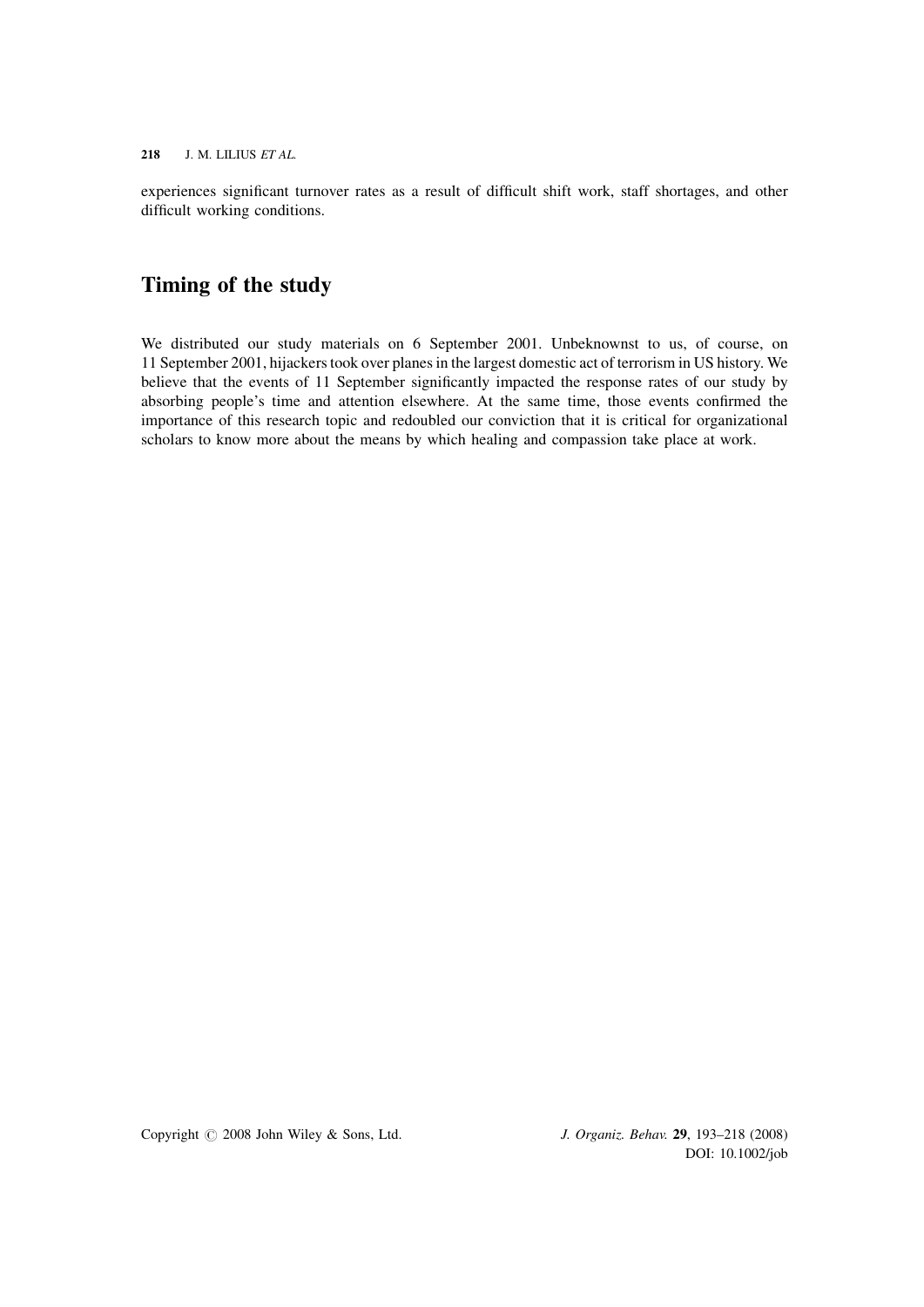experiences significant turnover rates as a result of difficult shift work, staff shortages, and other difficult working conditions.

## Timing of the study

We distributed our study materials on 6 September 2001. Unbeknownst to us, of course, on 11 September 2001, hijackers took over planes in the largest domestic act of terrorism in US history. We believe that the events of 11 September significantly impacted the response rates of our study by absorbing people's time and attention elsewhere. At the same time, those events confirmed the importance of this research topic and redoubled our conviction that it is critical for organizational scholars to know more about the means by which healing and compassion take place at work.